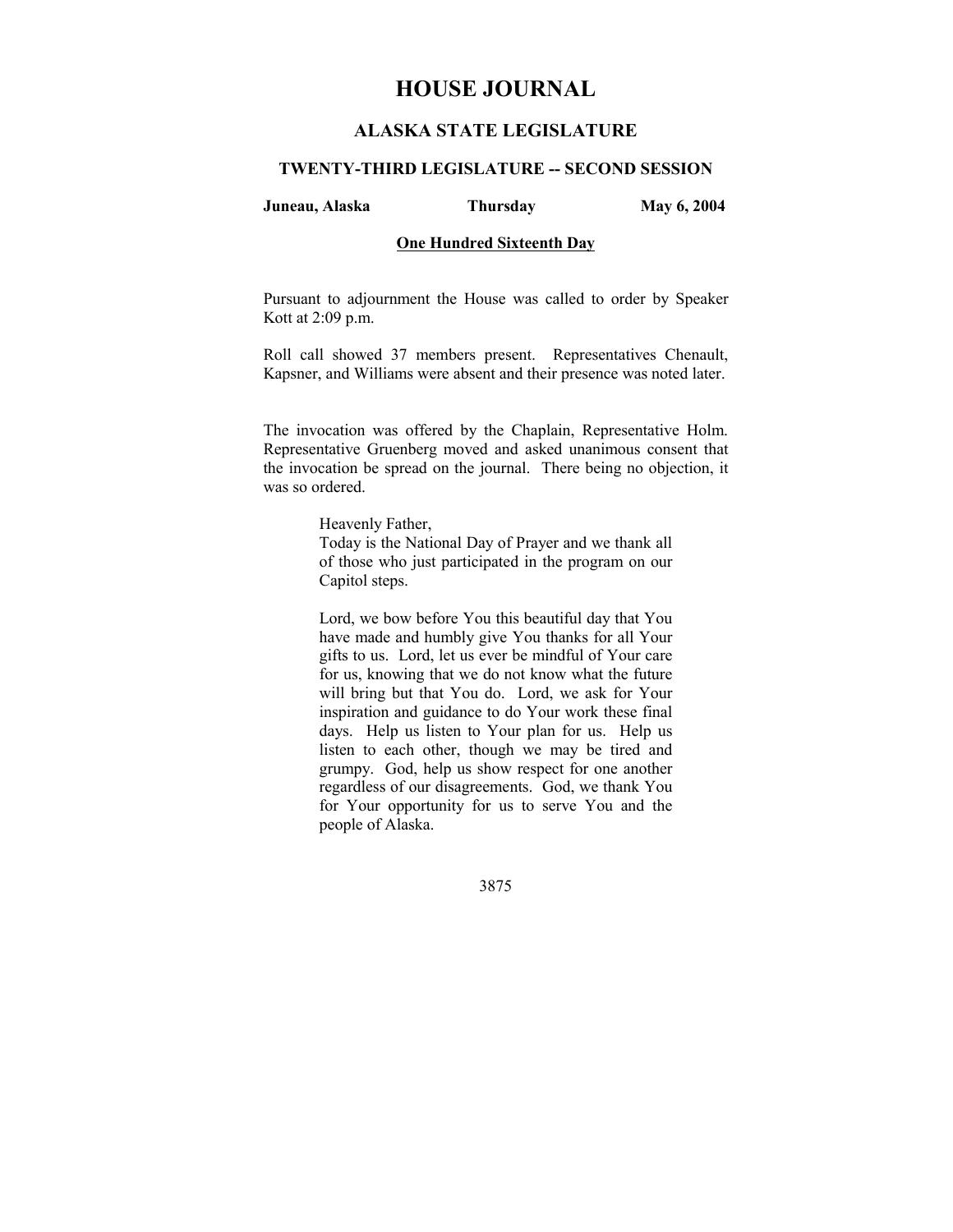# HOUSE JOURNAL

## ALASKA STATE LEGISLATURE

### TWENTY-THIRD LEGISLATURE -- SECOND SESSION

**Juneau, Alaska** **Thursday** **May 6, 2004**

**One Hundred Sixteenth Day**

Pursuant to adjournment the House was called to order by Speaker Kott at 2:09 p.m.

Roll call showed 37 members present. Representatives Chenault, Kapsner, and Williams were absent and their presence was noted later.

The invocation was offered by the Chaplain, Representative Holm. Representative Gruenberg moved and asked unanimous consent that the invocation be spread on the journal. There being no objection, it was so ordered.

> Heavenly Father,
> Today is the National Day of Prayer and we thank all of those who just participated in the program on our Capitol steps.
>
> Lord, we bow before You this beautiful day that You have made and humbly give You thanks for all Your gifts to us. Lord, let us ever be mindful of Your care for us, knowing that we do not know what the future will bring but that You do. Lord, we ask for Your inspiration and guidance to do Your work these final days. Help us listen to Your plan for us. Help us listen to each other, though we may be tired and grumpy. God, help us show respect for one another regardless of our disagreements. God, we thank You for Your opportunity for us to serve You and the people of Alaska.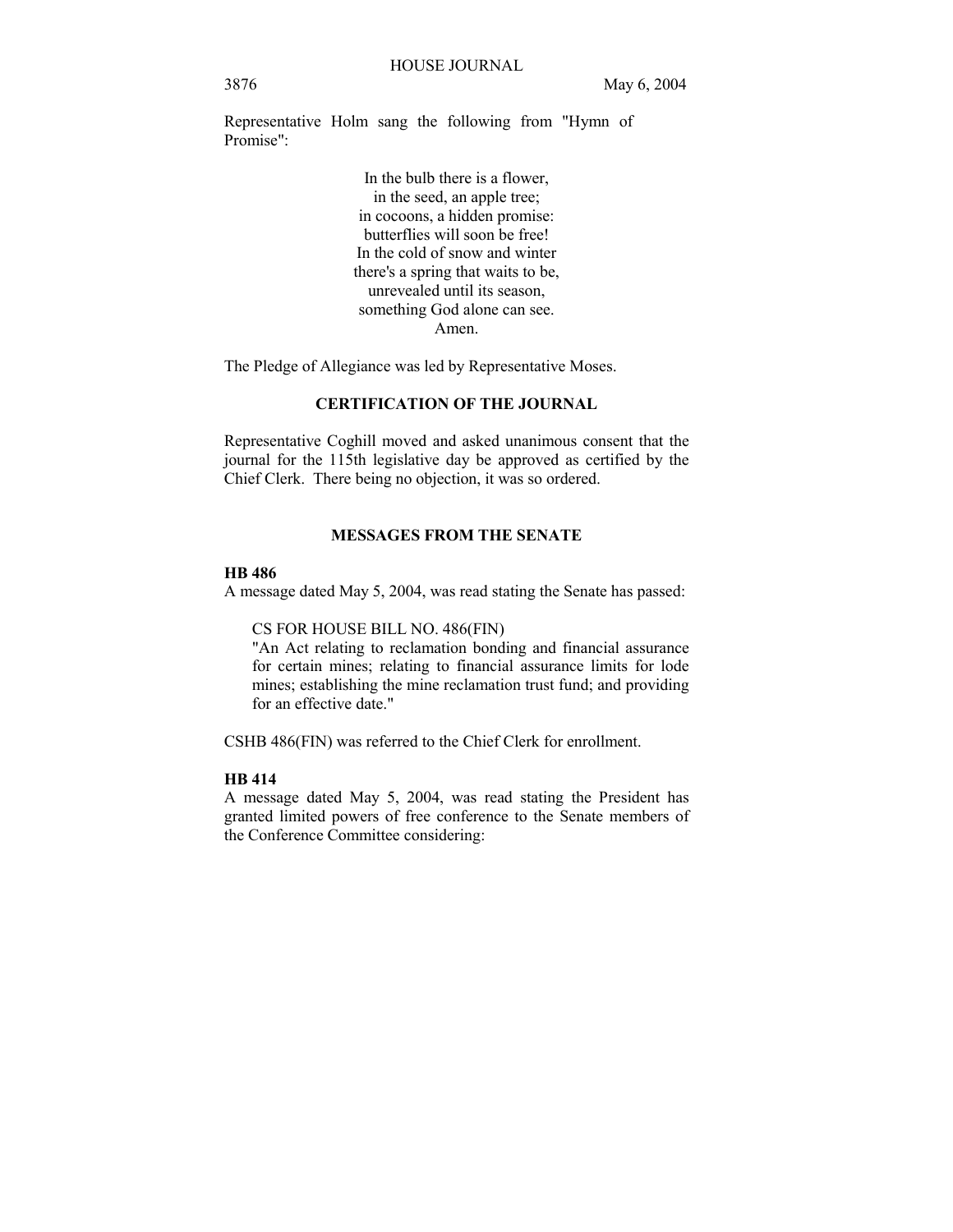Representative Holm sang the following from "Hymn of Promise":

> In the bulb there is a flower,
> in the seed, an apple tree;
> in cocoons, a hidden promise:
> butterflies will soon be free!
> In the cold of snow and winter
> there's a spring that waits to be,
> unrevealed until its season,
> something God alone can see.
> Amen.

The Pledge of Allegiance was led by Representative Moses.

## CERTIFICATION OF THE JOURNAL

Representative Coghill moved and asked unanimous consent that the journal for the 115th legislative day be approved as certified by the Chief Clerk. There being no objection, it was so ordered.

## MESSAGES FROM THE SENATE

**HB 486**

A message dated May 5, 2004, was read stating the Senate has passed:

> CS FOR HOUSE BILL NO. 486(FIN)
> "An Act relating to reclamation bonding and financial assurance for certain mines; relating to financial assurance limits for lode mines; establishing the mine reclamation trust fund; and providing for an effective date."

CSHB 486(FIN) was referred to the Chief Clerk for enrollment.

**HB 414**

A message dated May 5, 2004, was read stating the President has granted limited powers of free conference to the Senate members of the Conference Committee considering: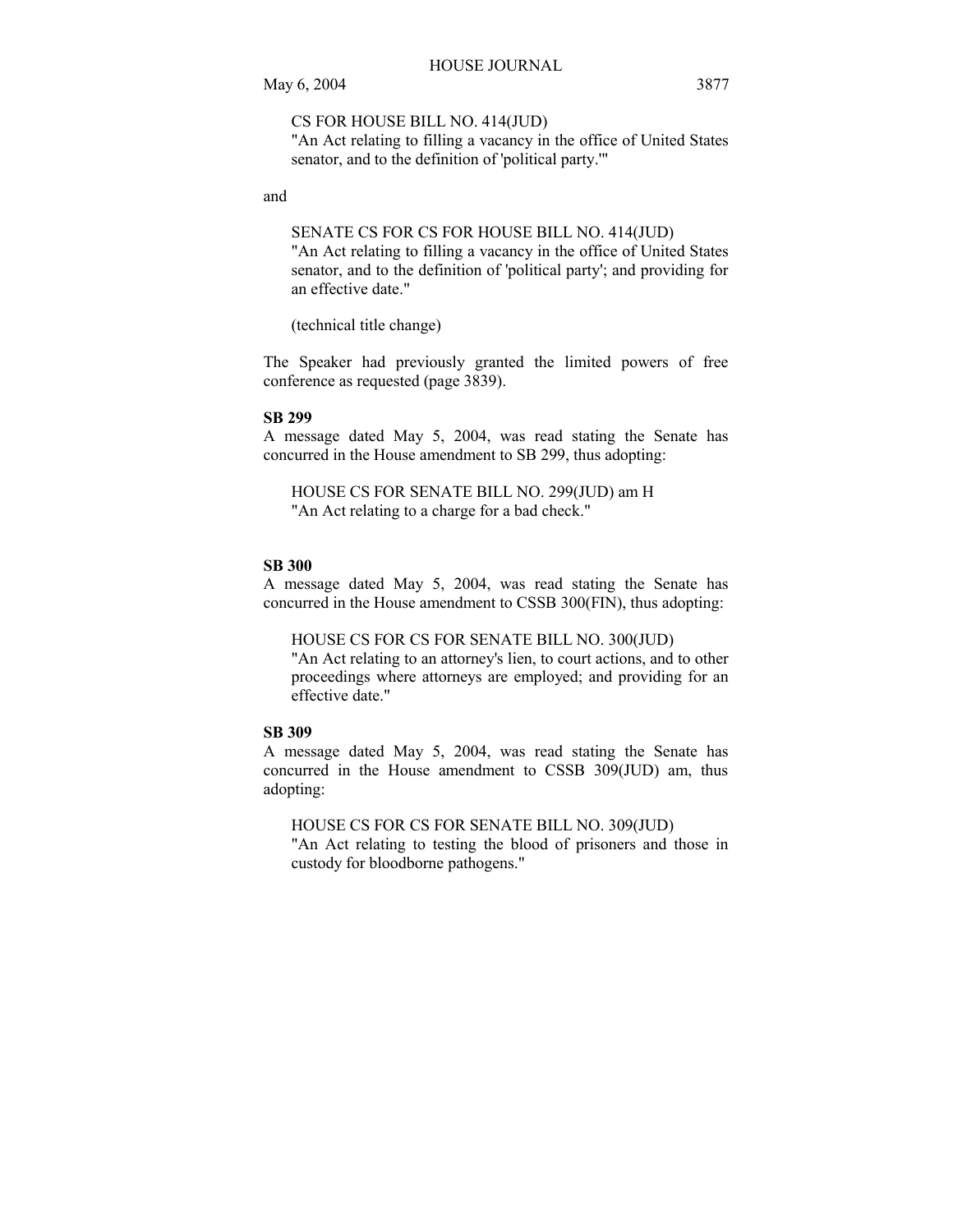CS FOR HOUSE BILL NO. 414(JUD)
"An Act relating to filling a vacancy in the office of United States senator, and to the definition of 'political party.'"

and

SENATE CS FOR CS FOR HOUSE BILL NO. 414(JUD)
"An Act relating to filling a vacancy in the office of United States senator, and to the definition of 'political party'; and providing for an effective date."

(technical title change)

The Speaker had previously granted the limited powers of free conference as requested (page 3839).

**SB 299**

A message dated May 5, 2004, was read stating the Senate has concurred in the House amendment to SB 299, thus adopting:

HOUSE CS FOR SENATE BILL NO. 299(JUD) am H
"An Act relating to a charge for a bad check."

**SB 300**

A message dated May 5, 2004, was read stating the Senate has concurred in the House amendment to CSSB 300(FIN), thus adopting:

HOUSE CS FOR CS FOR SENATE BILL NO. 300(JUD)
"An Act relating to an attorney's lien, to court actions, and to other proceedings where attorneys are employed; and providing for an effective date."

**SB 309**

A message dated May 5, 2004, was read stating the Senate has concurred in the House amendment to CSSB 309(JUD) am, thus adopting:

HOUSE CS FOR CS FOR SENATE BILL NO. 309(JUD)
"An Act relating to testing the blood of prisoners and those in custody for bloodborne pathogens."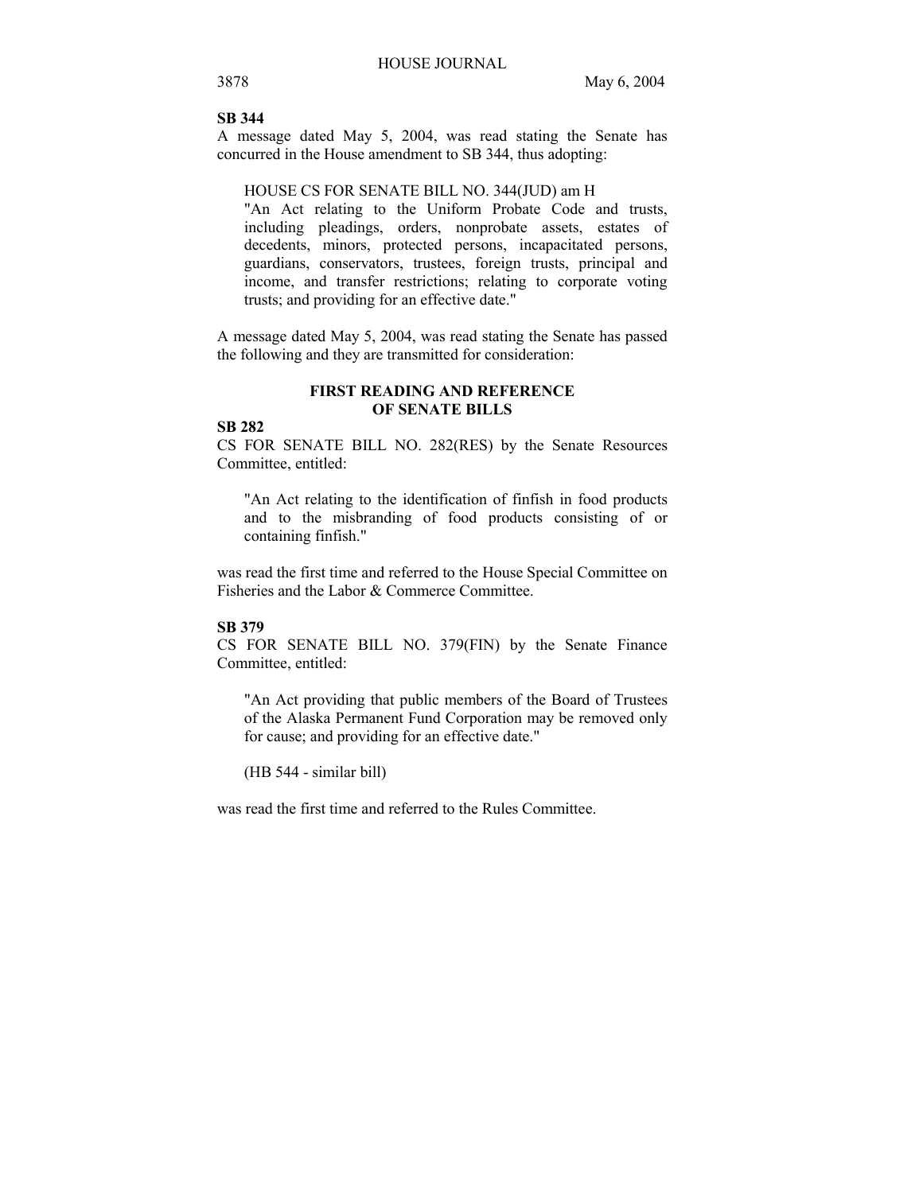**SB 344**

A message dated May 5, 2004, was read stating the Senate has concurred in the House amendment to SB 344, thus adopting:

HOUSE CS FOR SENATE BILL NO. 344(JUD) am H
"An Act relating to the Uniform Probate Code and trusts, including pleadings, orders, nonprobate assets, estates of decedents, minors, protected persons, incapacitated persons, guardians, conservators, trustees, foreign trusts, principal and income, and transfer restrictions; relating to corporate voting trusts; and providing for an effective date."

A message dated May 5, 2004, was read stating the Senate has passed the following and they are transmitted for consideration:

## FIRST READING AND REFERENCE OF SENATE BILLS

**SB 282**

CS FOR SENATE BILL NO. 282(RES) by the Senate Resources Committee, entitled:

"An Act relating to the identification of finfish in food products and to the misbranding of food products consisting of or containing finfish."

was read the first time and referred to the House Special Committee on Fisheries and the Labor & Commerce Committee.

**SB 379**

CS FOR SENATE BILL NO. 379(FIN) by the Senate Finance Committee, entitled:

"An Act providing that public members of the Board of Trustees of the Alaska Permanent Fund Corporation may be removed only for cause; and providing for an effective date."

(HB 544 - similar bill)

was read the first time and referred to the Rules Committee.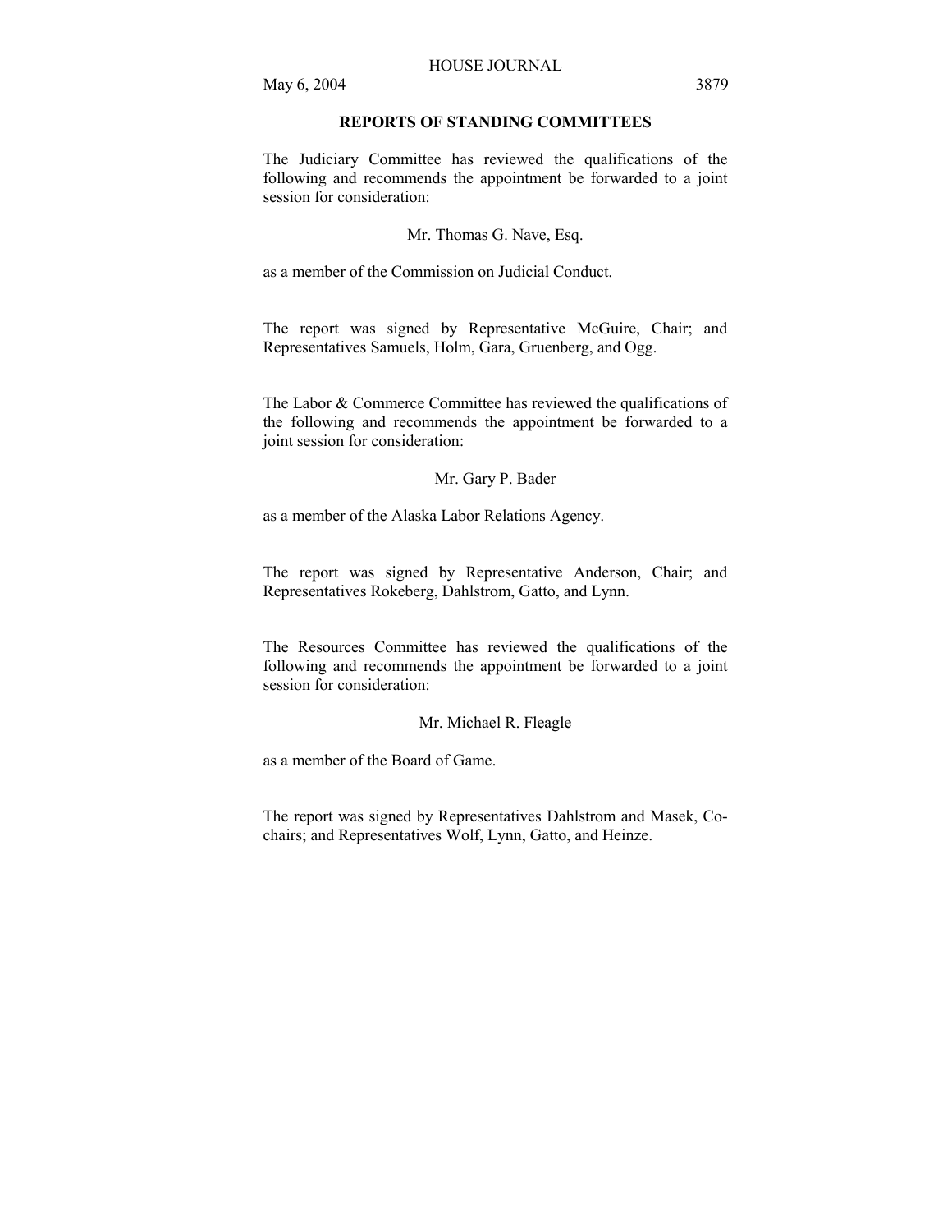## REPORTS OF STANDING COMMITTEES

The Judiciary Committee has reviewed the qualifications of the following and recommends the appointment be forwarded to a joint session for consideration:

Mr. Thomas G. Nave, Esq.

as a member of the Commission on Judicial Conduct.

The report was signed by Representative McGuire, Chair; and Representatives Samuels, Holm, Gara, Gruenberg, and Ogg.

The Labor & Commerce Committee has reviewed the qualifications of the following and recommends the appointment be forwarded to a joint session for consideration:

Mr. Gary P. Bader

as a member of the Alaska Labor Relations Agency.

The report was signed by Representative Anderson, Chair; and Representatives Rokeberg, Dahlstrom, Gatto, and Lynn.

The Resources Committee has reviewed the qualifications of the following and recommends the appointment be forwarded to a joint session for consideration:

Mr. Michael R. Fleagle

as a member of the Board of Game.

The report was signed by Representatives Dahlstrom and Masek, Co-chairs; and Representatives Wolf, Lynn, Gatto, and Heinze.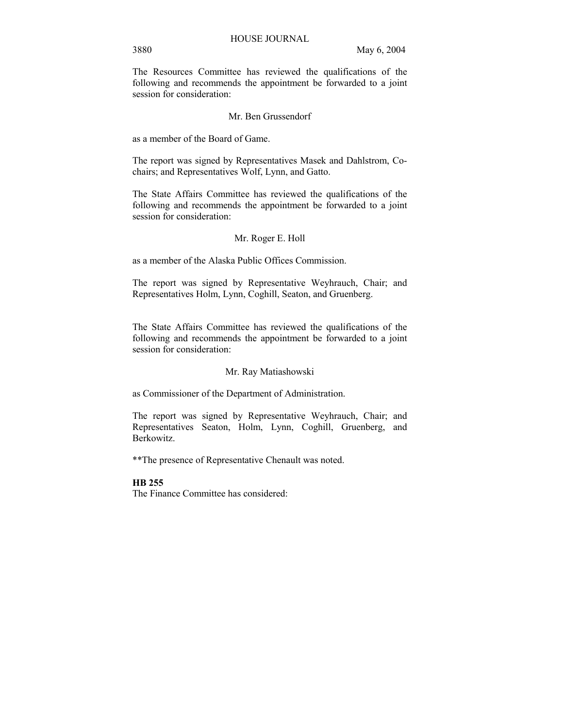The Resources Committee has reviewed the qualifications of the following and recommends the appointment be forwarded to a joint session for consideration:

Mr. Ben Grussendorf

as a member of the Board of Game.

The report was signed by Representatives Masek and Dahlstrom, Co-chairs; and Representatives Wolf, Lynn, and Gatto.

The State Affairs Committee has reviewed the qualifications of the following and recommends the appointment be forwarded to a joint session for consideration:

Mr. Roger E. Holl

as a member of the Alaska Public Offices Commission.

The report was signed by Representative Weyhrauch, Chair; and Representatives Holm, Lynn, Coghill, Seaton, and Gruenberg.

The State Affairs Committee has reviewed the qualifications of the following and recommends the appointment be forwarded to a joint session for consideration:

Mr. Ray Matiashowski

as Commissioner of the Department of Administration.

The report was signed by Representative Weyhrauch, Chair; and Representatives Seaton, Holm, Lynn, Coghill, Gruenberg, and Berkowitz.

**The presence of Representative Chenault was noted.

**HB 255**

The Finance Committee has considered: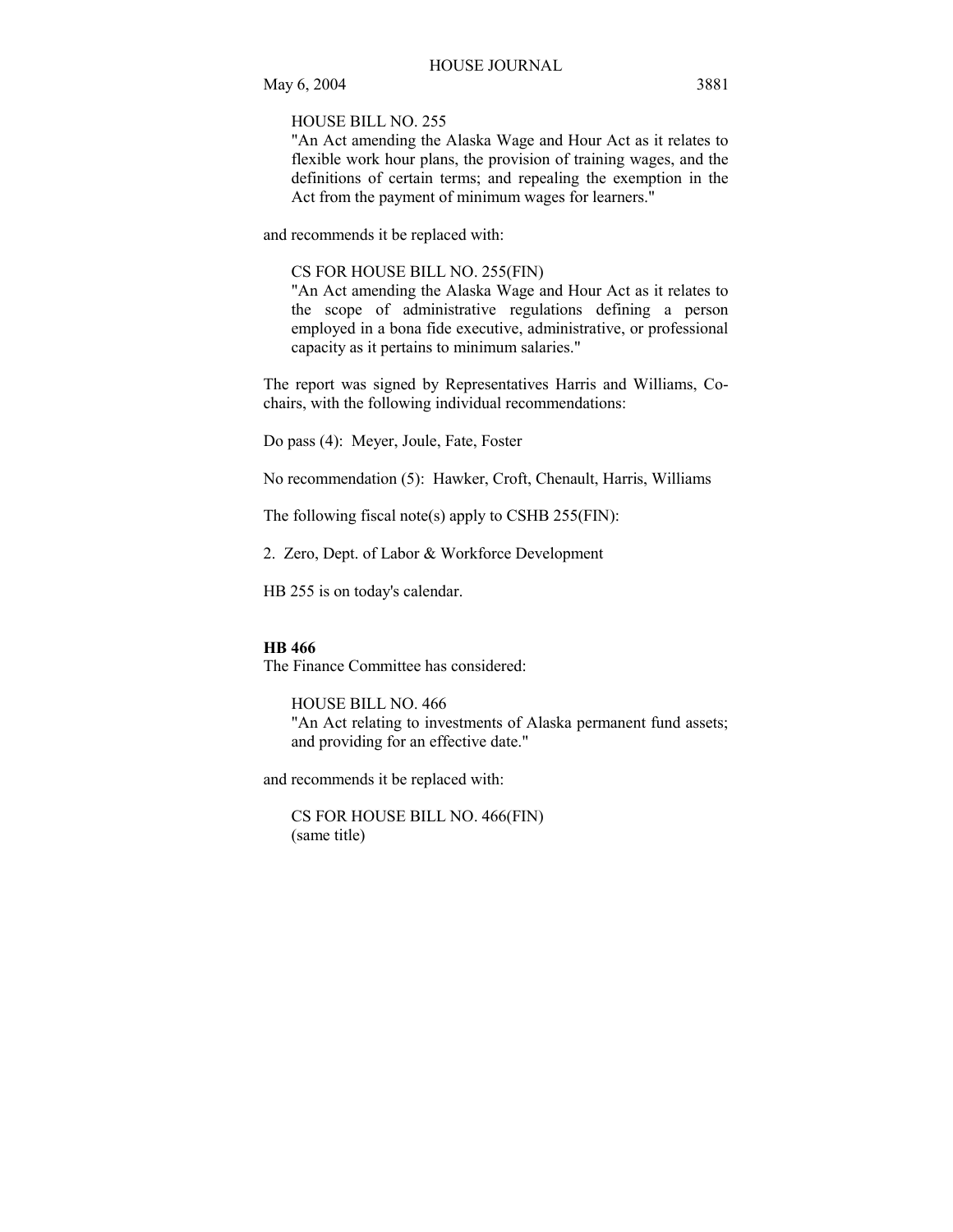HOUSE BILL NO. 255
"An Act amending the Alaska Wage and Hour Act as it relates to flexible work hour plans, the provision of training wages, and the definitions of certain terms; and repealing the exemption in the Act from the payment of minimum wages for learners."

and recommends it be replaced with:

CS FOR HOUSE BILL NO. 255(FIN)
"An Act amending the Alaska Wage and Hour Act as it relates to the scope of administrative regulations defining a person employed in a bona fide executive, administrative, or professional capacity as it pertains to minimum salaries."

The report was signed by Representatives Harris and Williams, Co-chairs, with the following individual recommendations:

Do pass (4): Meyer, Joule, Fate, Foster

No recommendation (5): Hawker, Croft, Chenault, Harris, Williams

The following fiscal note(s) apply to CSHB 255(FIN):

2. Zero, Dept. of Labor & Workforce Development

HB 255 is on today's calendar.

**HB 466**

The Finance Committee has considered:

HOUSE BILL NO. 466
"An Act relating to investments of Alaska permanent fund assets; and providing for an effective date."

and recommends it be replaced with:

CS FOR HOUSE BILL NO. 466(FIN)
(same title)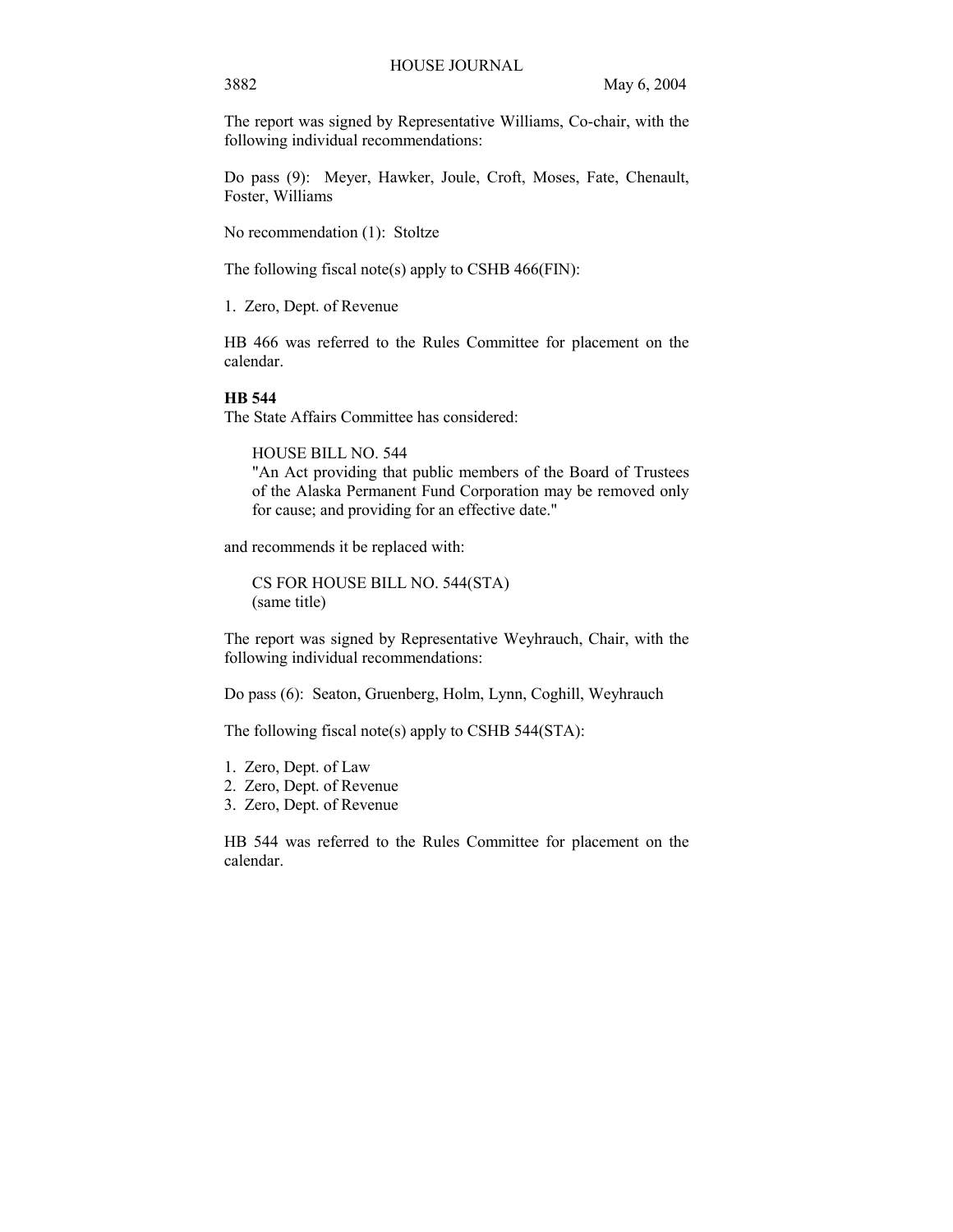The report was signed by Representative Williams, Co-chair, with the following individual recommendations:

Do pass (9): Meyer, Hawker, Joule, Croft, Moses, Fate, Chenault, Foster, Williams

No recommendation (1): Stoltze

The following fiscal note(s) apply to CSHB 466(FIN):

1. Zero, Dept. of Revenue

HB 466 was referred to the Rules Committee for placement on the calendar.

**HB 544**

The State Affairs Committee has considered:

> HOUSE BILL NO. 544
> "An Act providing that public members of the Board of Trustees of the Alaska Permanent Fund Corporation may be removed only for cause; and providing for an effective date."

and recommends it be replaced with:

> CS FOR HOUSE BILL NO. 544(STA)
> (same title)

The report was signed by Representative Weyhrauch, Chair, with the following individual recommendations:

Do pass (6): Seaton, Gruenberg, Holm, Lynn, Coghill, Weyhrauch

The following fiscal note(s) apply to CSHB 544(STA):

1. Zero, Dept. of Law
2. Zero, Dept. of Revenue
3. Zero, Dept. of Revenue

HB 544 was referred to the Rules Committee for placement on the calendar.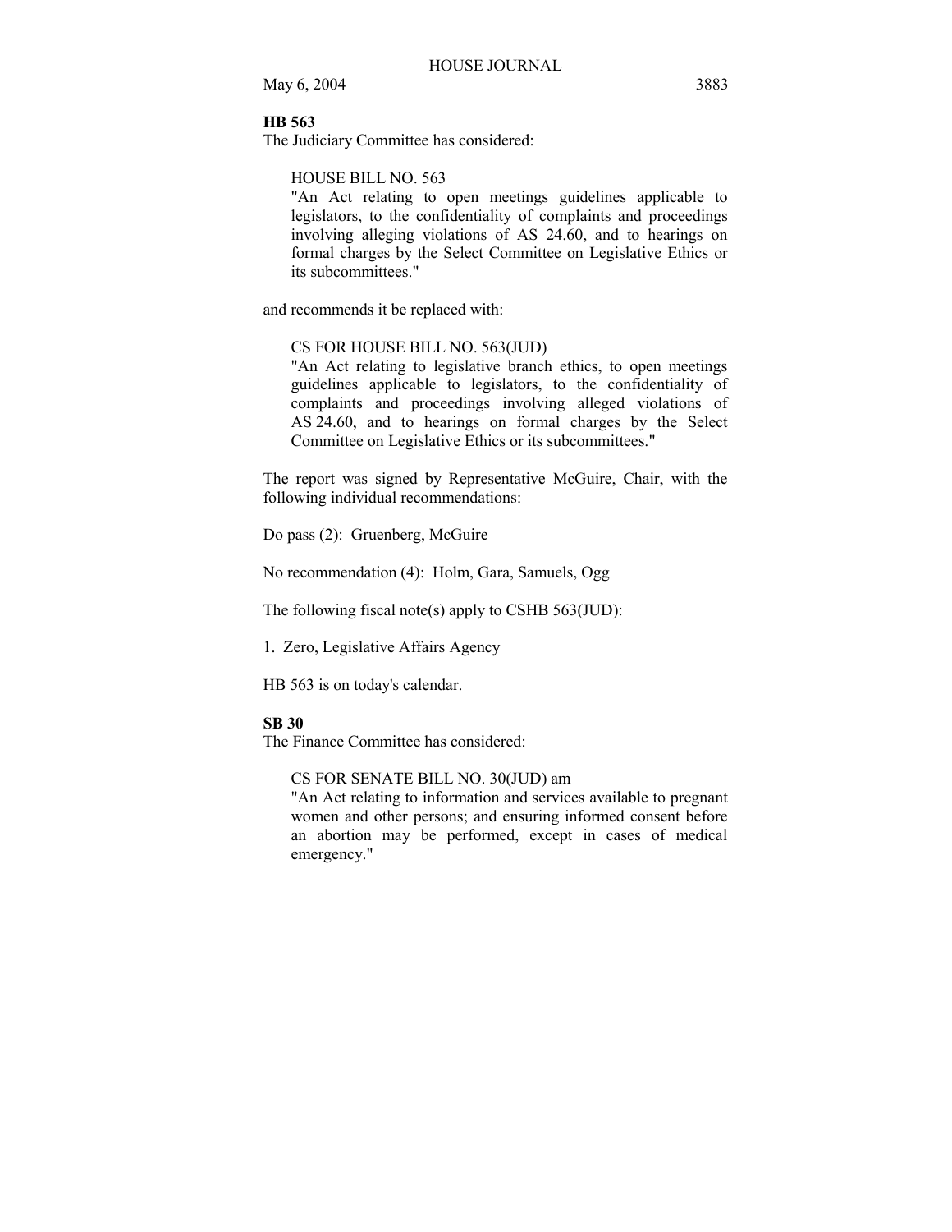**HB 563**

The Judiciary Committee has considered:

> HOUSE BILL NO. 563
>
> "An Act relating to open meetings guidelines applicable to legislators, to the confidentiality of complaints and proceedings involving alleging violations of AS 24.60, and to hearings on formal charges by the Select Committee on Legislative Ethics or its subcommittees."

and recommends it be replaced with:

> CS FOR HOUSE BILL NO. 563(JUD)
>
> "An Act relating to legislative branch ethics, to open meetings guidelines applicable to legislators, to the confidentiality of complaints and proceedings involving alleged violations of AS 24.60, and to hearings on formal charges by the Select Committee on Legislative Ethics or its subcommittees."

The report was signed by Representative McGuire, Chair, with the following individual recommendations:

Do pass (2): Gruenberg, McGuire

No recommendation (4): Holm, Gara, Samuels, Ogg

The following fiscal note(s) apply to CSHB 563(JUD):

1. Zero, Legislative Affairs Agency

HB 563 is on today's calendar.

**SB 30**

The Finance Committee has considered:

> CS FOR SENATE BILL NO. 30(JUD) am
>
> "An Act relating to information and services available to pregnant women and other persons; and ensuring informed consent before an abortion may be performed, except in cases of medical emergency."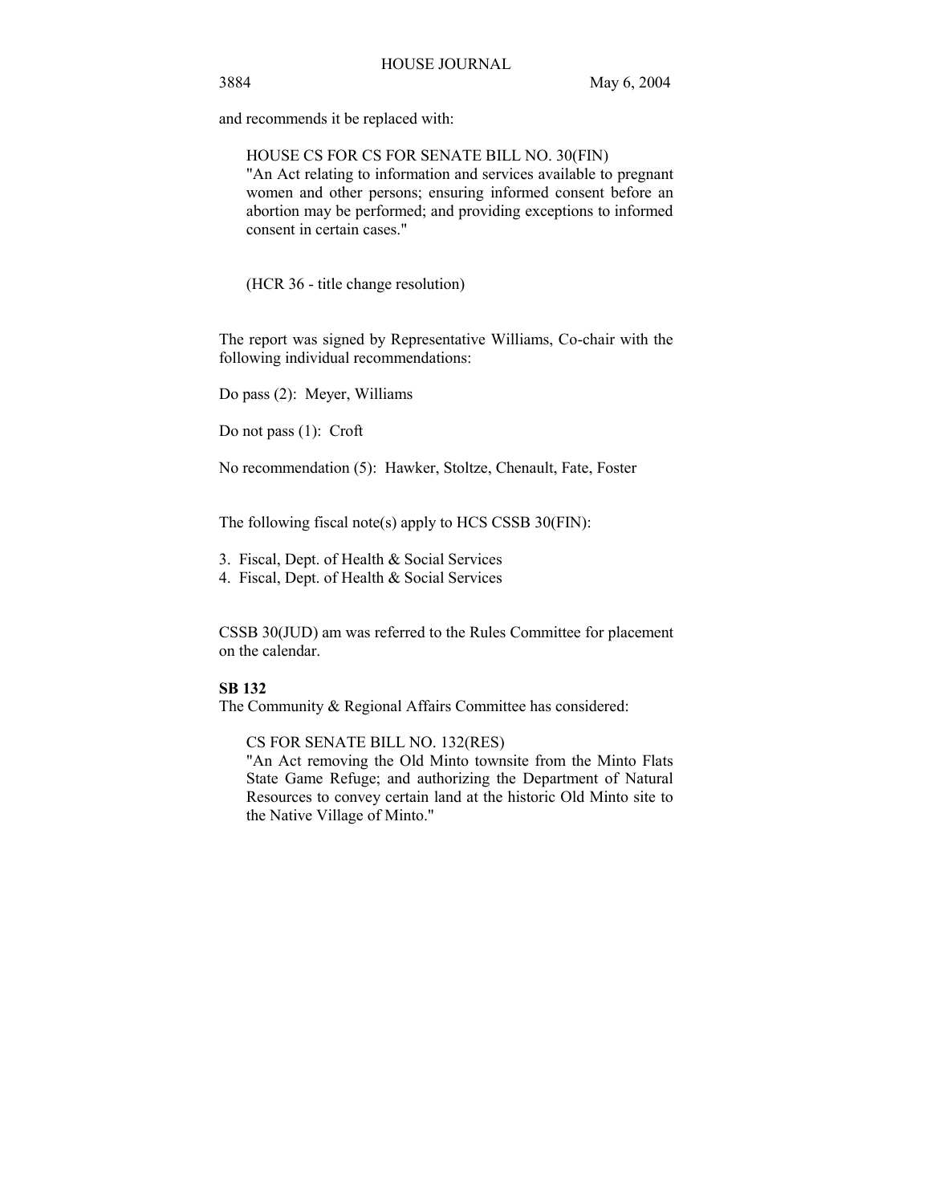and recommends it be replaced with:

> HOUSE CS FOR CS FOR SENATE BILL NO. 30(FIN)
> "An Act relating to information and services available to pregnant women and other persons; ensuring informed consent before an abortion may be performed; and providing exceptions to informed consent in certain cases."

> (HCR 36 - title change resolution)

The report was signed by Representative Williams, Co-chair with the following individual recommendations:

Do pass (2): Meyer, Williams

Do not pass (1): Croft

No recommendation (5): Hawker, Stoltze, Chenault, Fate, Foster

The following fiscal note(s) apply to HCS CSSB 30(FIN):

3. Fiscal, Dept. of Health & Social Services
4. Fiscal, Dept. of Health & Social Services

CSSB 30(JUD) am was referred to the Rules Committee for placement on the calendar.

**SB 132**

The Community & Regional Affairs Committee has considered:

> CS FOR SENATE BILL NO. 132(RES)
> "An Act removing the Old Minto townsite from the Minto Flats State Game Refuge; and authorizing the Department of Natural Resources to convey certain land at the historic Old Minto site to the Native Village of Minto."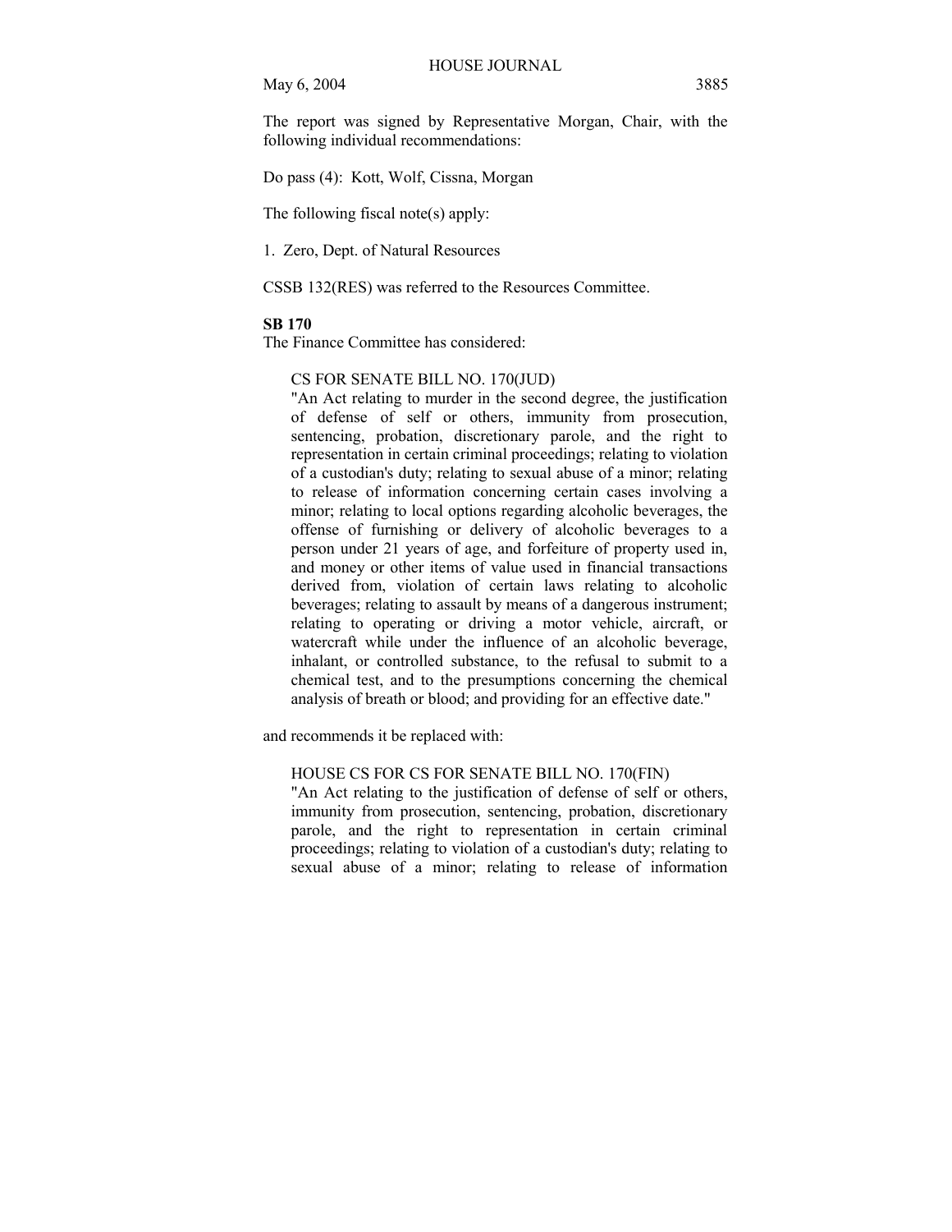The report was signed by Representative Morgan, Chair, with the following individual recommendations:

Do pass (4): Kott, Wolf, Cissna, Morgan

The following fiscal note(s) apply:

1. Zero, Dept. of Natural Resources

CSSB 132(RES) was referred to the Resources Committee.

**SB 170**

The Finance Committee has considered:

CS FOR SENATE BILL NO. 170(JUD)
"An Act relating to murder in the second degree, the justification of defense of self or others, immunity from prosecution, sentencing, probation, discretionary parole, and the right to representation in certain criminal proceedings; relating to violation of a custodian's duty; relating to sexual abuse of a minor; relating to release of information concerning certain cases involving a minor; relating to local options regarding alcoholic beverages, the offense of furnishing or delivery of alcoholic beverages to a person under 21 years of age, and forfeiture of property used in, and money or other items of value used in financial transactions derived from, violation of certain laws relating to alcoholic beverages; relating to assault by means of a dangerous instrument; relating to operating or driving a motor vehicle, aircraft, or watercraft while under the influence of an alcoholic beverage, inhalant, or controlled substance, to the refusal to submit to a chemical test, and to the presumptions concerning the chemical analysis of breath or blood; and providing for an effective date."

and recommends it be replaced with:

HOUSE CS FOR CS FOR SENATE BILL NO. 170(FIN)
"An Act relating to the justification of defense of self or others, immunity from prosecution, sentencing, probation, discretionary parole, and the right to representation in certain criminal proceedings; relating to violation of a custodian's duty; relating to sexual abuse of a minor; relating to release of information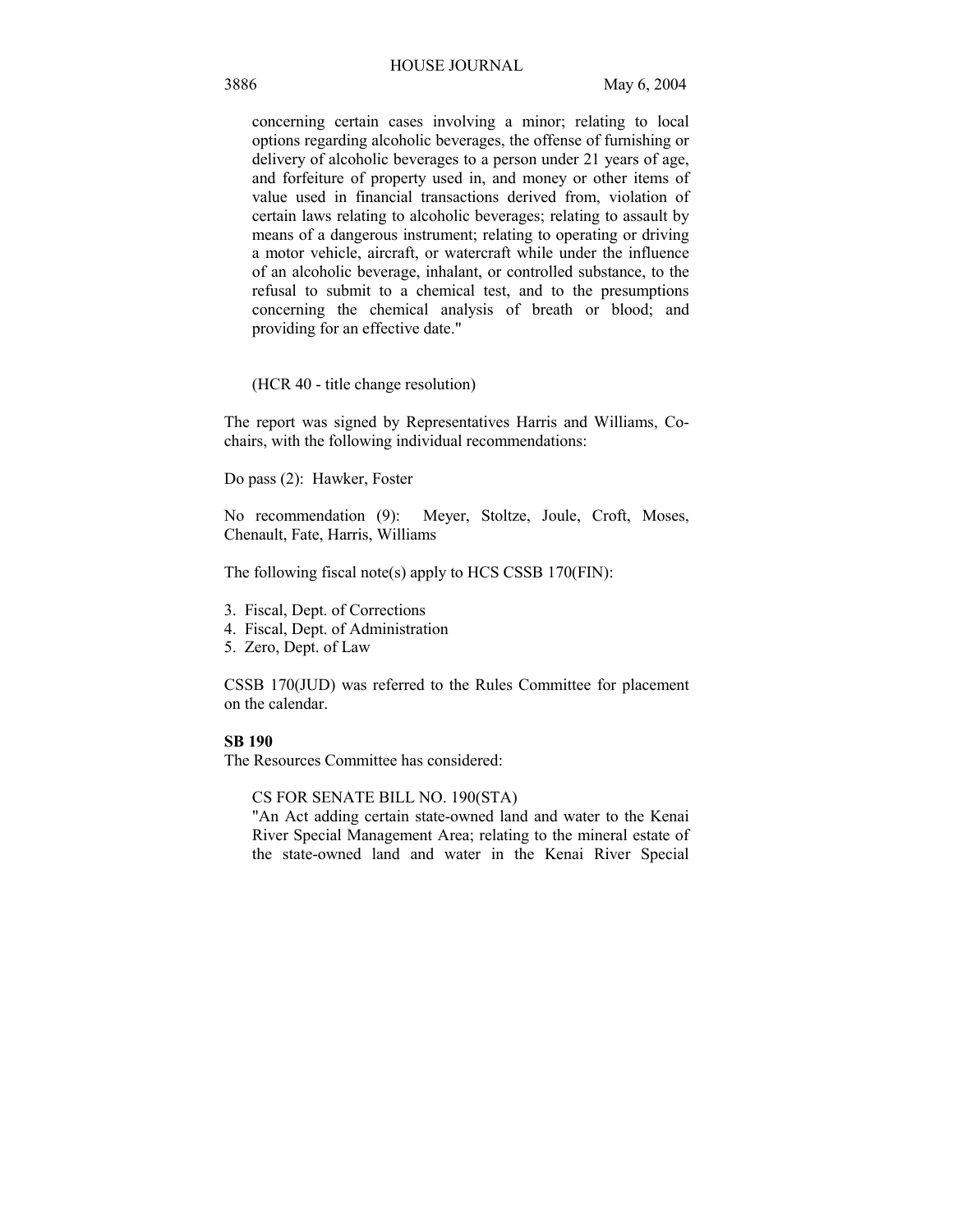concerning certain cases involving a minor; relating to local options regarding alcoholic beverages, the offense of furnishing or delivery of alcoholic beverages to a person under 21 years of age, and forfeiture of property used in, and money or other items of value used in financial transactions derived from, violation of certain laws relating to alcoholic beverages; relating to assault by means of a dangerous instrument; relating to operating or driving a motor vehicle, aircraft, or watercraft while under the influence of an alcoholic beverage, inhalant, or controlled substance, to the refusal to submit to a chemical test, and to the presumptions concerning the chemical analysis of breath or blood; and providing for an effective date."

(HCR 40 - title change resolution)

The report was signed by Representatives Harris and Williams, Co-chairs, with the following individual recommendations:

Do pass (2): Hawker, Foster

No recommendation (9): Meyer, Stoltze, Joule, Croft, Moses, Chenault, Fate, Harris, Williams

The following fiscal note(s) apply to HCS CSSB 170(FIN):

3. Fiscal, Dept. of Corrections
4. Fiscal, Dept. of Administration
5. Zero, Dept. of Law

CSSB 170(JUD) was referred to the Rules Committee for placement on the calendar.

**SB 190**

The Resources Committee has considered:

CS FOR SENATE BILL NO. 190(STA)
"An Act adding certain state-owned land and water to the Kenai River Special Management Area; relating to the mineral estate of the state-owned land and water in the Kenai River Special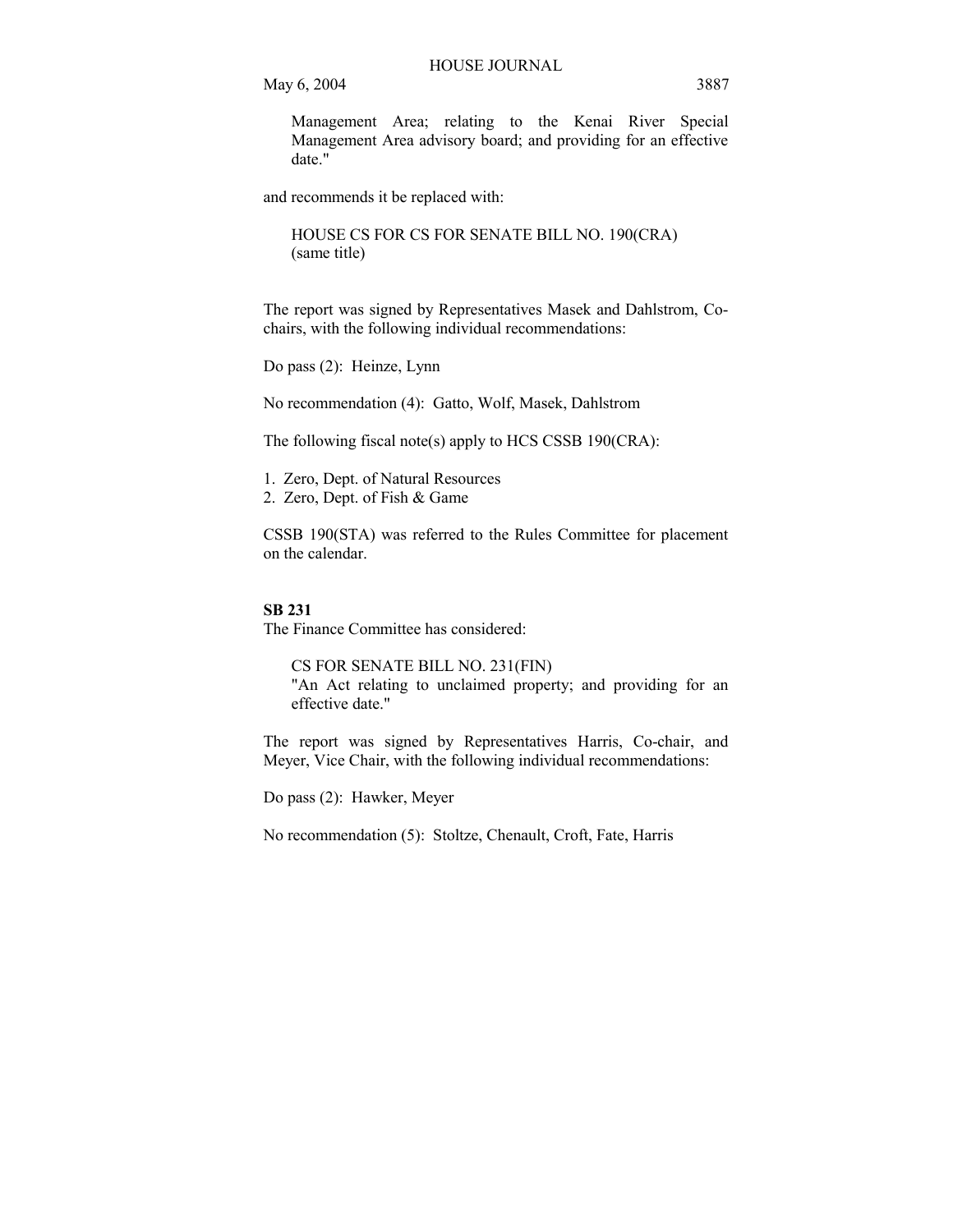Management Area; relating to the Kenai River Special Management Area advisory board; and providing for an effective date."

and recommends it be replaced with:

HOUSE CS FOR CS FOR SENATE BILL NO. 190(CRA)
(same title)

The report was signed by Representatives Masek and Dahlstrom, Co-chairs, with the following individual recommendations:

Do pass (2): Heinze, Lynn

No recommendation (4): Gatto, Wolf, Masek, Dahlstrom

The following fiscal note(s) apply to HCS CSSB 190(CRA):

1. Zero, Dept. of Natural Resources
2. Zero, Dept. of Fish & Game

CSSB 190(STA) was referred to the Rules Committee for placement on the calendar.

**SB 231**

The Finance Committee has considered:

CS FOR SENATE BILL NO. 231(FIN)
"An Act relating to unclaimed property; and providing for an effective date."

The report was signed by Representatives Harris, Co-chair, and Meyer, Vice Chair, with the following individual recommendations:

Do pass (2): Hawker, Meyer

No recommendation (5): Stoltze, Chenault, Croft, Fate, Harris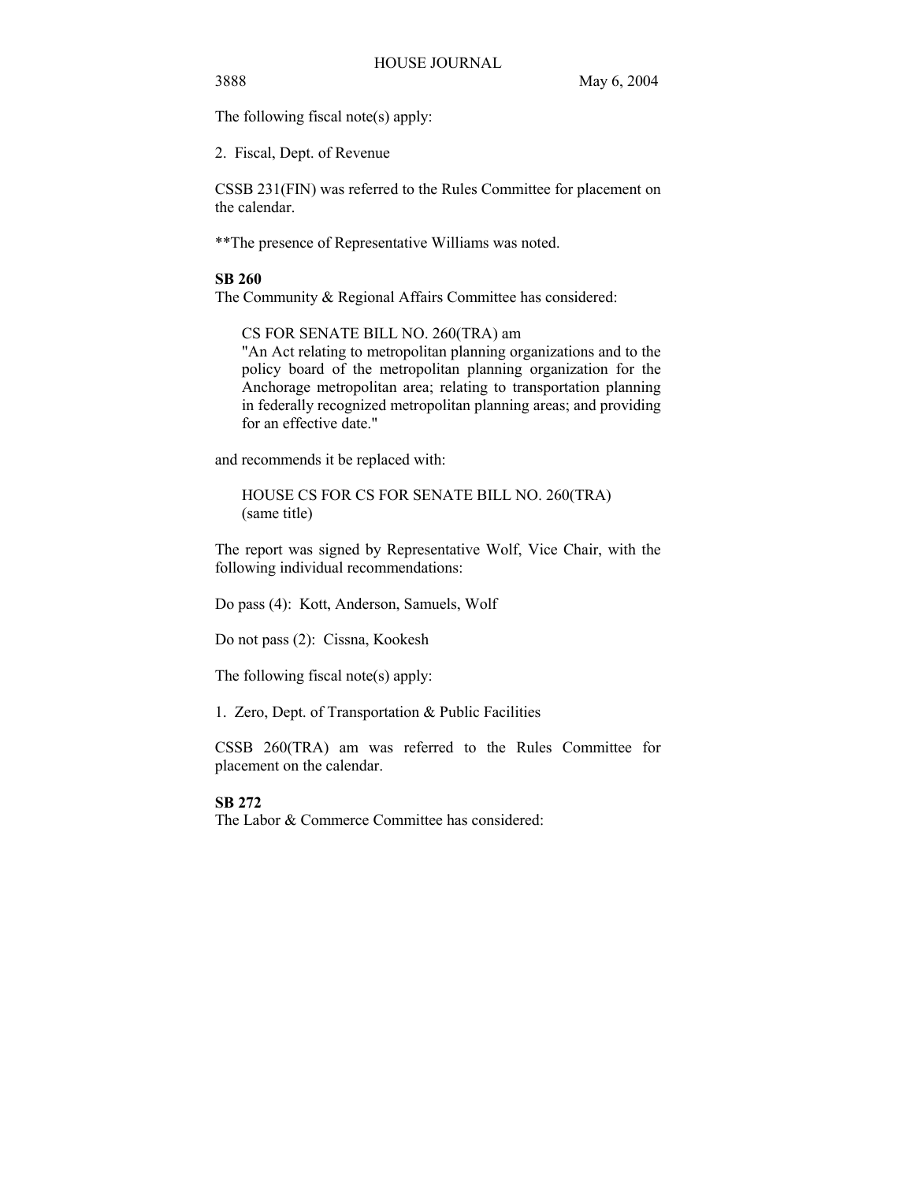The following fiscal note(s) apply:

2. Fiscal, Dept. of Revenue

CSSB 231(FIN) was referred to the Rules Committee for placement on the calendar.

**The presence of Representative Williams was noted.

**SB 260**

The Community & Regional Affairs Committee has considered:

> CS FOR SENATE BILL NO. 260(TRA) am
> "An Act relating to metropolitan planning organizations and to the policy board of the metropolitan planning organization for the Anchorage metropolitan area; relating to transportation planning in federally recognized metropolitan planning areas; and providing for an effective date."

and recommends it be replaced with:

> HOUSE CS FOR CS FOR SENATE BILL NO. 260(TRA)
> (same title)

The report was signed by Representative Wolf, Vice Chair, with the following individual recommendations:

Do pass (4): Kott, Anderson, Samuels, Wolf

Do not pass (2): Cissna, Kookesh

The following fiscal note(s) apply:

1. Zero, Dept. of Transportation & Public Facilities

CSSB 260(TRA) am was referred to the Rules Committee for placement on the calendar.

**SB 272**

The Labor & Commerce Committee has considered: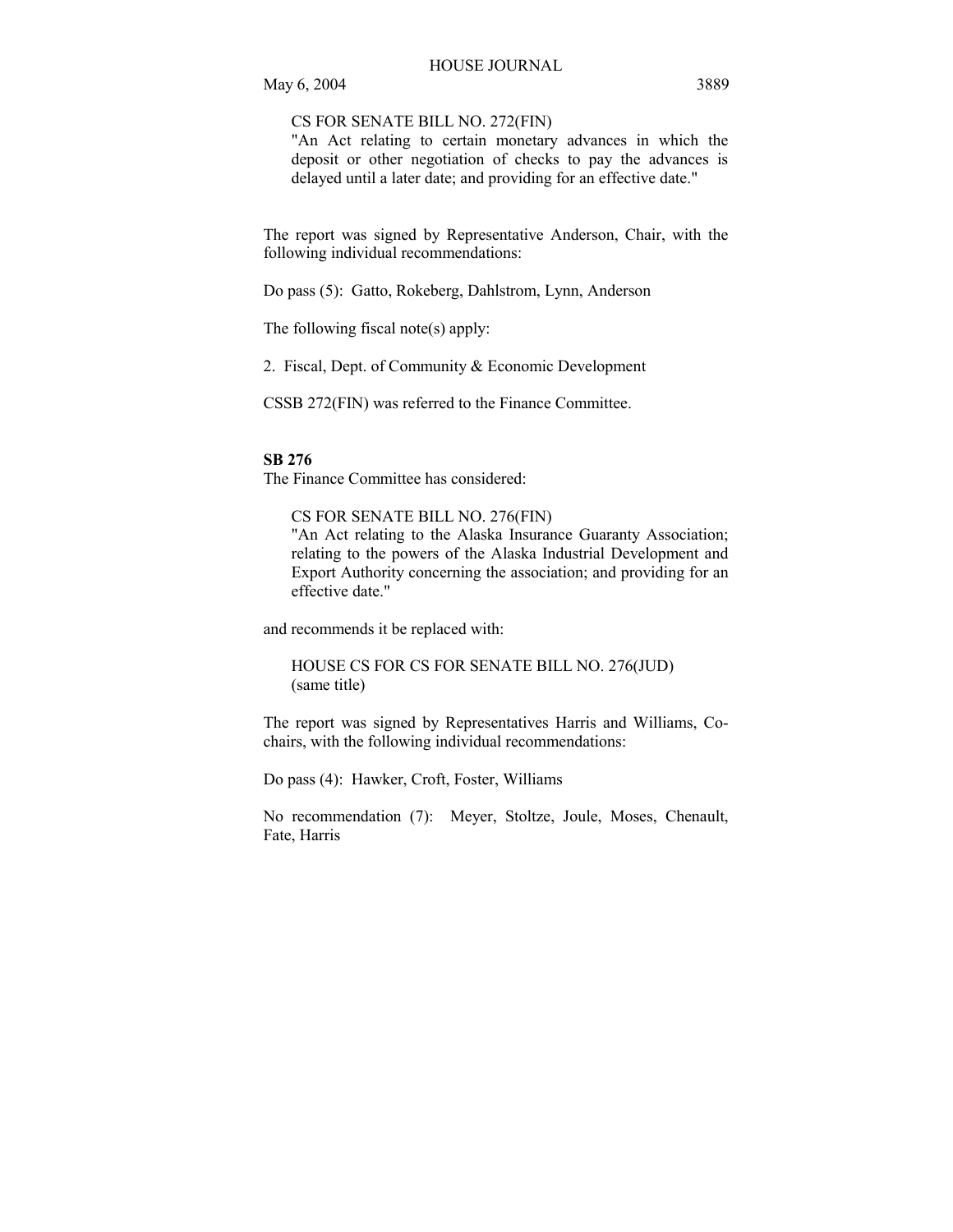CS FOR SENATE BILL NO. 272(FIN)
"An Act relating to certain monetary advances in which the deposit or other negotiation of checks to pay the advances is delayed until a later date; and providing for an effective date."

The report was signed by Representative Anderson, Chair, with the following individual recommendations:

Do pass (5): Gatto, Rokeberg, Dahlstrom, Lynn, Anderson

The following fiscal note(s) apply:

2. Fiscal, Dept. of Community & Economic Development

CSSB 272(FIN) was referred to the Finance Committee.

**SB 276**

The Finance Committee has considered:

CS FOR SENATE BILL NO. 276(FIN)
"An Act relating to the Alaska Insurance Guaranty Association; relating to the powers of the Alaska Industrial Development and Export Authority concerning the association; and providing for an effective date."

and recommends it be replaced with:

HOUSE CS FOR CS FOR SENATE BILL NO. 276(JUD)
(same title)

The report was signed by Representatives Harris and Williams, Co-chairs, with the following individual recommendations:

Do pass (4): Hawker, Croft, Foster, Williams

No recommendation (7): Meyer, Stoltze, Joule, Moses, Chenault, Fate, Harris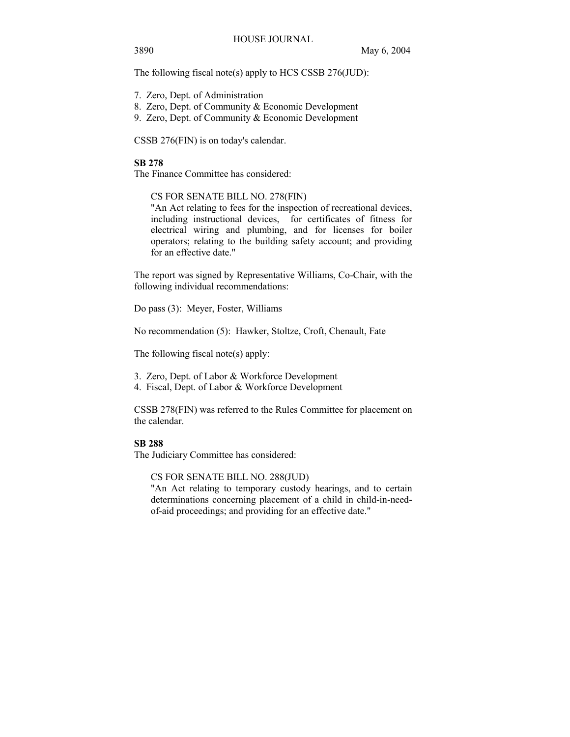The following fiscal note(s) apply to HCS CSSB 276(JUD):

7. Zero, Dept. of Administration
8. Zero, Dept. of Community & Economic Development
9. Zero, Dept. of Community & Economic Development

CSSB 276(FIN) is on today's calendar.

**SB 278**

The Finance Committee has considered:

> CS FOR SENATE BILL NO. 278(FIN)
> "An Act relating to fees for the inspection of recreational devices, including instructional devices, for certificates of fitness for electrical wiring and plumbing, and for licenses for boiler operators; relating to the building safety account; and providing for an effective date."

The report was signed by Representative Williams, Co-Chair, with the following individual recommendations:

Do pass (3): Meyer, Foster, Williams

No recommendation (5): Hawker, Stoltze, Croft, Chenault, Fate

The following fiscal note(s) apply:

3. Zero, Dept. of Labor & Workforce Development
4. Fiscal, Dept. of Labor & Workforce Development

CSSB 278(FIN) was referred to the Rules Committee for placement on the calendar.

**SB 288**

The Judiciary Committee has considered:

> CS FOR SENATE BILL NO. 288(JUD)
> "An Act relating to temporary custody hearings, and to certain determinations concerning placement of a child in child-in-need-of-aid proceedings; and providing for an effective date."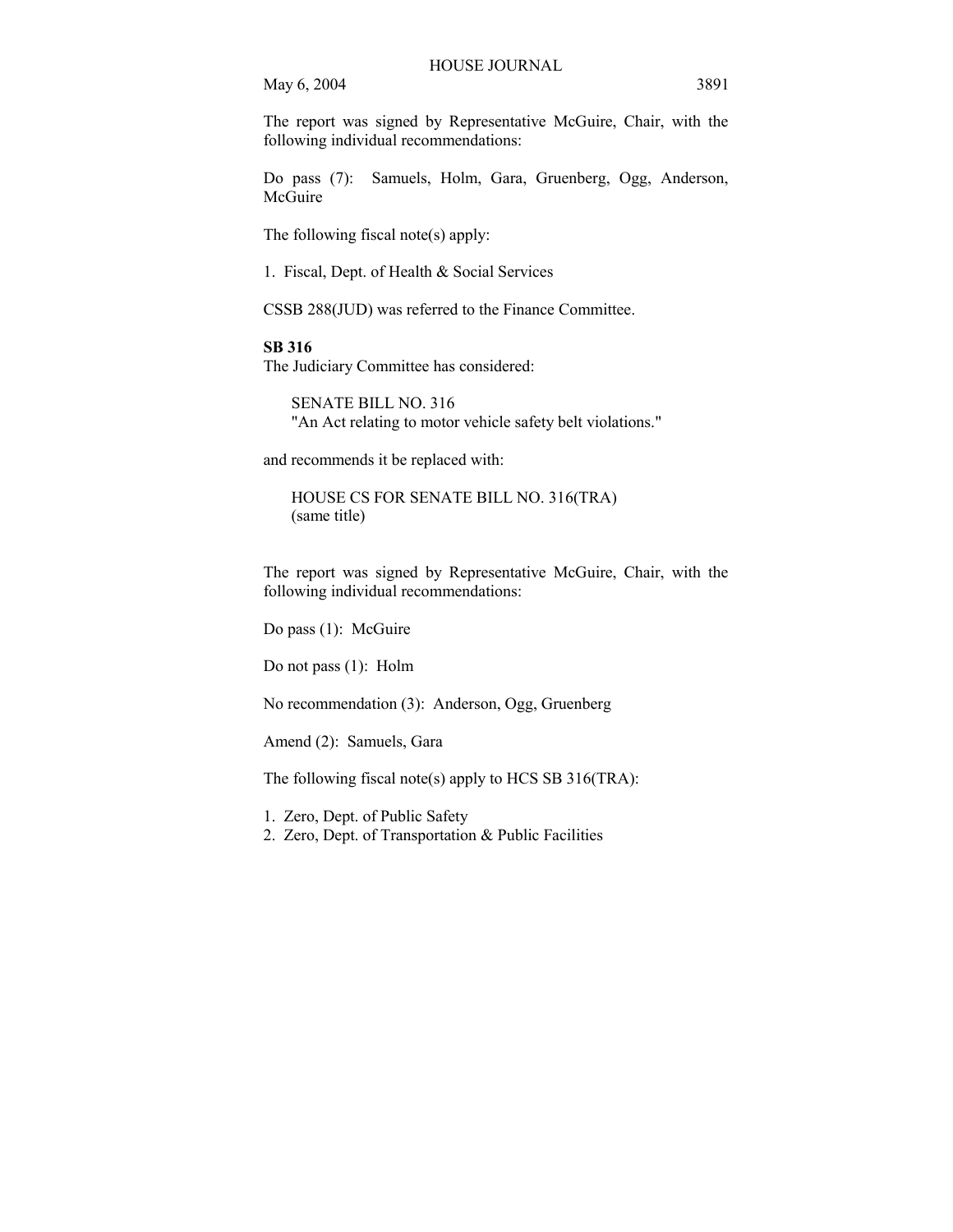The report was signed by Representative McGuire, Chair, with the following individual recommendations:

Do pass (7): Samuels, Holm, Gara, Gruenberg, Ogg, Anderson, McGuire

The following fiscal note(s) apply:

1. Fiscal, Dept. of Health & Social Services

CSSB 288(JUD) was referred to the Finance Committee.

**SB 316**

The Judiciary Committee has considered:

> SENATE BILL NO. 316
> "An Act relating to motor vehicle safety belt violations."

and recommends it be replaced with:

> HOUSE CS FOR SENATE BILL NO. 316(TRA)
> (same title)

The report was signed by Representative McGuire, Chair, with the following individual recommendations:

Do pass (1): McGuire

Do not pass (1): Holm

No recommendation (3): Anderson, Ogg, Gruenberg

Amend (2): Samuels, Gara

The following fiscal note(s) apply to HCS SB 316(TRA):

1. Zero, Dept. of Public Safety
2. Zero, Dept. of Transportation & Public Facilities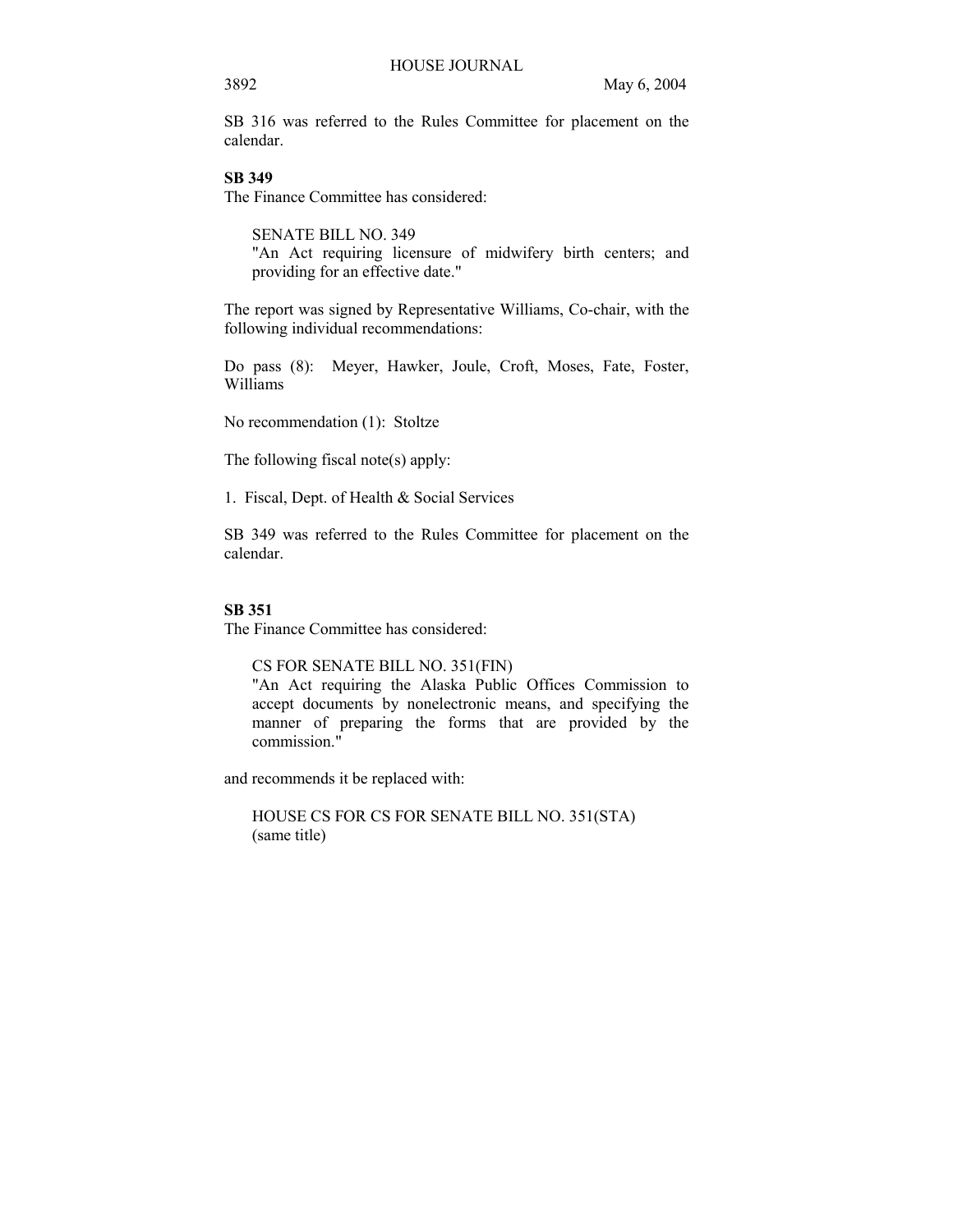SB 316 was referred to the Rules Committee for placement on the calendar.

**SB 349**

The Finance Committee has considered:

SENATE BILL NO. 349
"An Act requiring licensure of midwifery birth centers; and providing for an effective date."

The report was signed by Representative Williams, Co-chair, with the following individual recommendations:

Do pass (8): Meyer, Hawker, Joule, Croft, Moses, Fate, Foster, Williams

No recommendation (1): Stoltze

The following fiscal note(s) apply:

1. Fiscal, Dept. of Health & Social Services

SB 349 was referred to the Rules Committee for placement on the calendar.

**SB 351**

The Finance Committee has considered:

CS FOR SENATE BILL NO. 351(FIN)
"An Act requiring the Alaska Public Offices Commission to accept documents by nonelectronic means, and specifying the manner of preparing the forms that are provided by the commission."

and recommends it be replaced with:

HOUSE CS FOR CS FOR SENATE BILL NO. 351(STA)
(same title)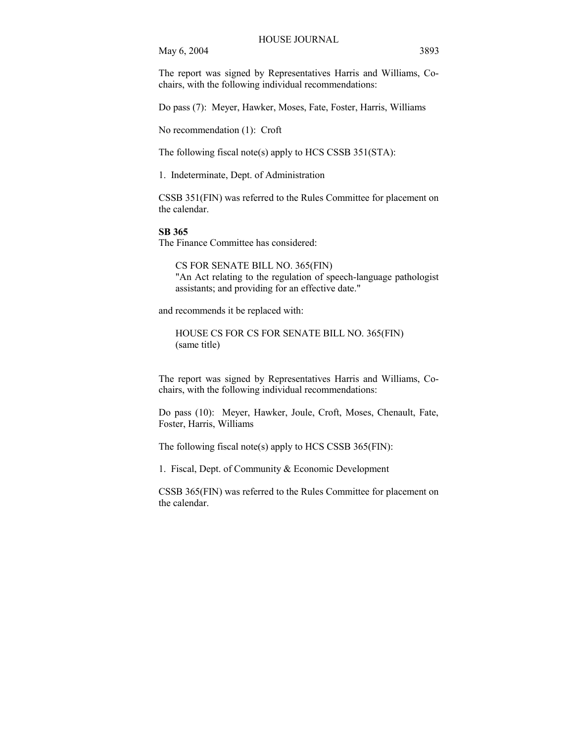The report was signed by Representatives Harris and Williams, Co-chairs, with the following individual recommendations:

Do pass (7): Meyer, Hawker, Moses, Fate, Foster, Harris, Williams

No recommendation (1): Croft

The following fiscal note(s) apply to HCS CSSB 351(STA):

1. Indeterminate, Dept. of Administration

CSSB 351(FIN) was referred to the Rules Committee for placement on the calendar.

**SB 365**

The Finance Committee has considered:

> CS FOR SENATE BILL NO. 365(FIN)
> "An Act relating to the regulation of speech-language pathologist assistants; and providing for an effective date."

and recommends it be replaced with:

> HOUSE CS FOR CS FOR SENATE BILL NO. 365(FIN)
> (same title)

The report was signed by Representatives Harris and Williams, Co-chairs, with the following individual recommendations:

Do pass (10): Meyer, Hawker, Joule, Croft, Moses, Chenault, Fate, Foster, Harris, Williams

The following fiscal note(s) apply to HCS CSSB 365(FIN):

1. Fiscal, Dept. of Community & Economic Development

CSSB 365(FIN) was referred to the Rules Committee for placement on the calendar.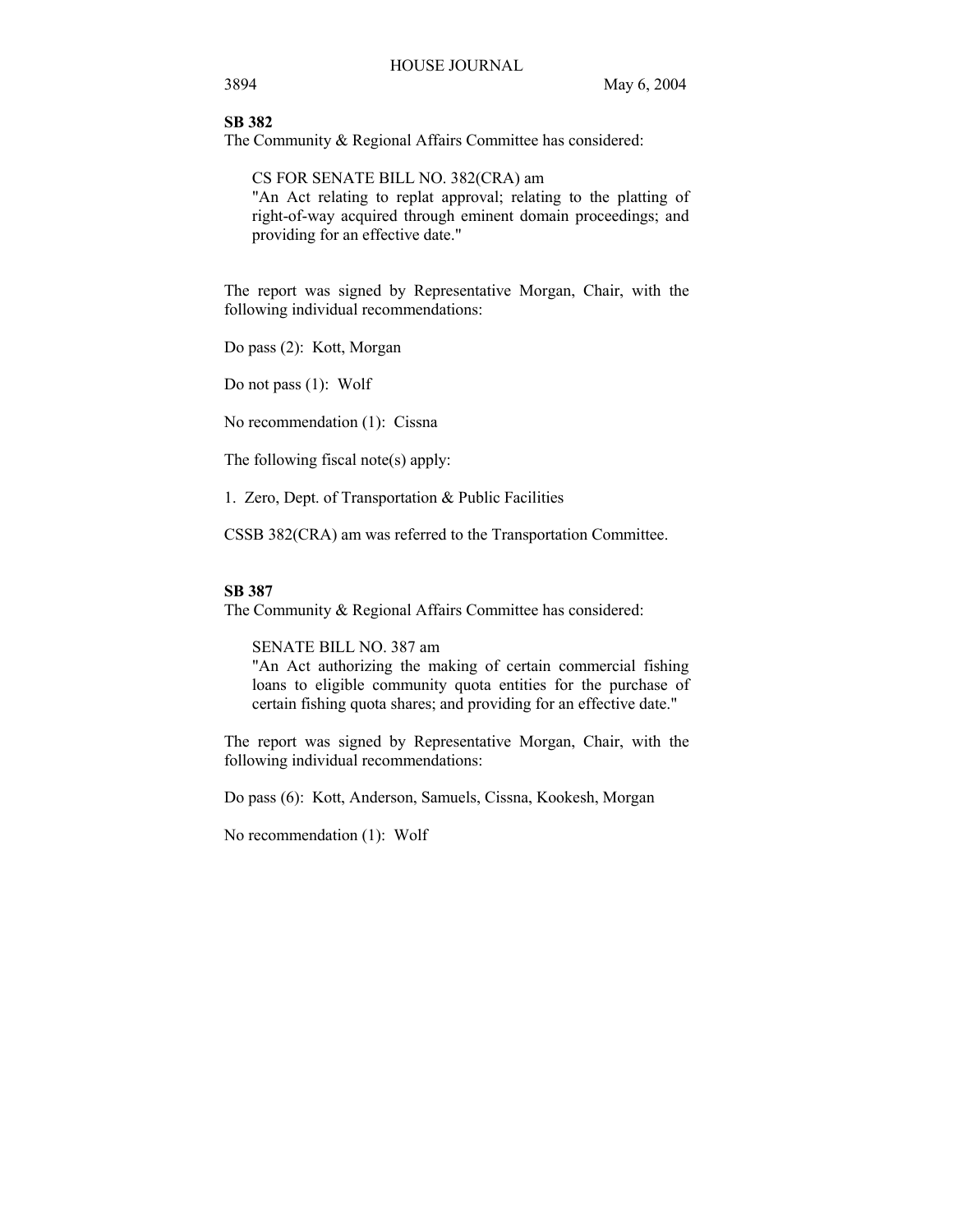**SB 382**

The Community & Regional Affairs Committee has considered:

> CS FOR SENATE BILL NO. 382(CRA) am
> "An Act relating to replat approval; relating to the platting of right-of-way acquired through eminent domain proceedings; and providing for an effective date."

The report was signed by Representative Morgan, Chair, with the following individual recommendations:

Do pass (2): Kott, Morgan

Do not pass (1): Wolf

No recommendation (1): Cissna

The following fiscal note(s) apply:

1. Zero, Dept. of Transportation & Public Facilities

CSSB 382(CRA) am was referred to the Transportation Committee.

**SB 387**

The Community & Regional Affairs Committee has considered:

> SENATE BILL NO. 387 am
> "An Act authorizing the making of certain commercial fishing loans to eligible community quota entities for the purchase of certain fishing quota shares; and providing for an effective date."

The report was signed by Representative Morgan, Chair, with the following individual recommendations:

Do pass (6): Kott, Anderson, Samuels, Cissna, Kookesh, Morgan

No recommendation (1): Wolf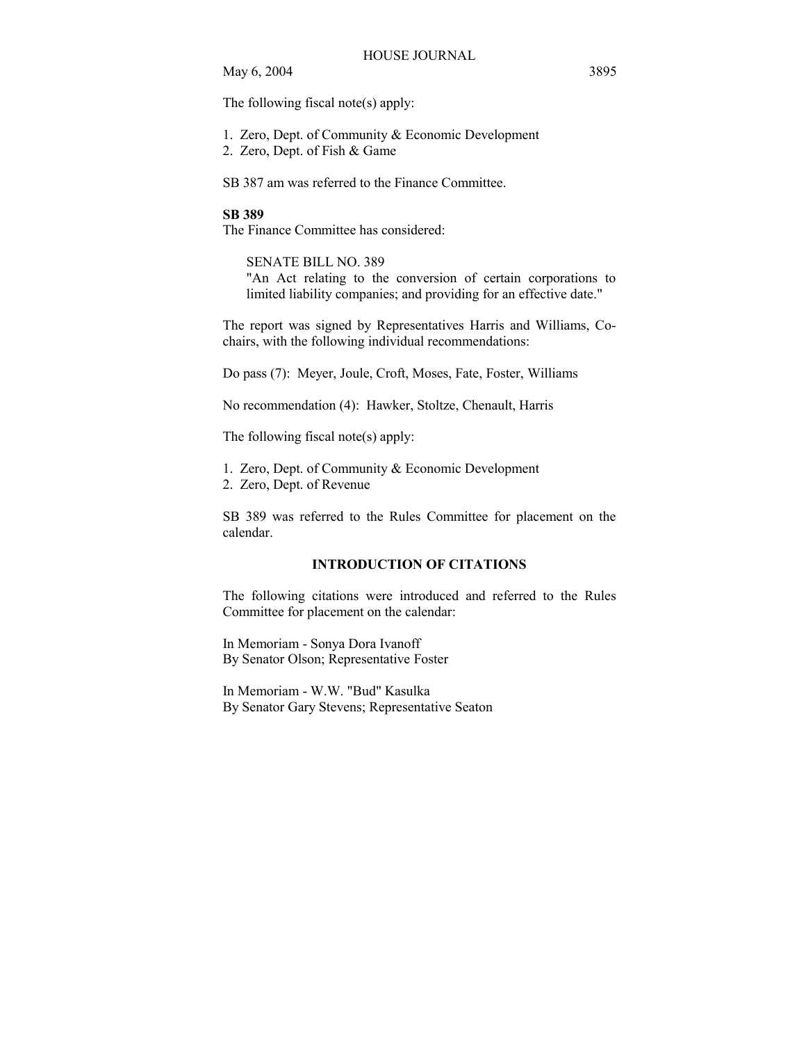The following fiscal note(s) apply:

1. Zero, Dept. of Community & Economic Development
2. Zero, Dept. of Fish & Game

SB 387 am was referred to the Finance Committee.

**SB 389**

The Finance Committee has considered:

SENATE BILL NO. 389
"An Act relating to the conversion of certain corporations to limited liability companies; and providing for an effective date."

The report was signed by Representatives Harris and Williams, Co-chairs, with the following individual recommendations:

Do pass (7): Meyer, Joule, Croft, Moses, Fate, Foster, Williams

No recommendation (4): Hawker, Stoltze, Chenault, Harris

The following fiscal note(s) apply:

1. Zero, Dept. of Community & Economic Development
2. Zero, Dept. of Revenue

SB 389 was referred to the Rules Committee for placement on the calendar.

## INTRODUCTION OF CITATIONS

The following citations were introduced and referred to the Rules Committee for placement on the calendar:

In Memoriam - Sonya Dora Ivanoff
By Senator Olson; Representative Foster

In Memoriam - W.W. "Bud" Kasulka
By Senator Gary Stevens; Representative Seaton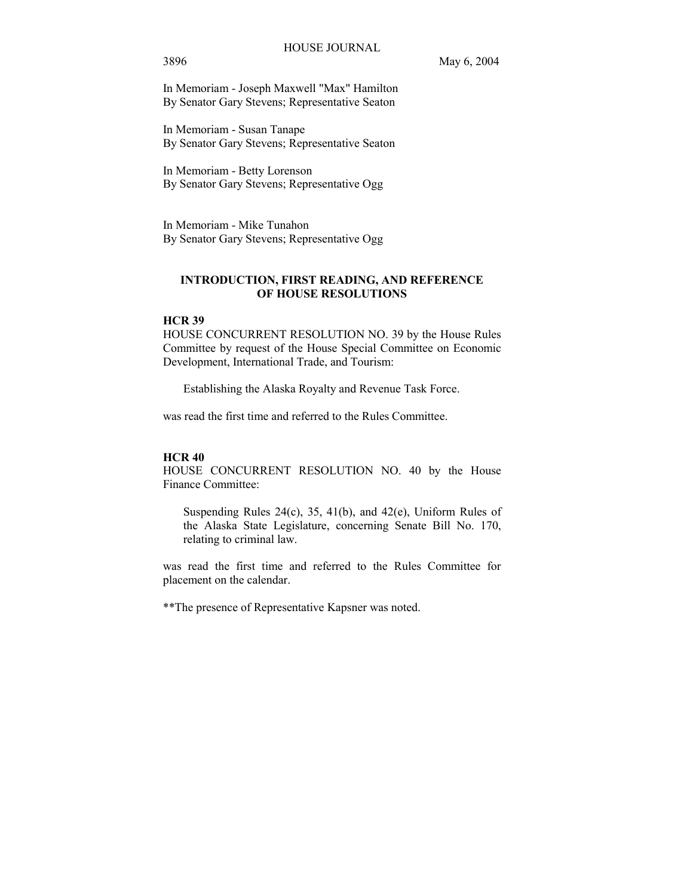In Memoriam - Joseph Maxwell "Max" Hamilton
By Senator Gary Stevens; Representative Seaton

In Memoriam - Susan Tanape
By Senator Gary Stevens; Representative Seaton

In Memoriam - Betty Lorenson
By Senator Gary Stevens; Representative Ogg

In Memoriam - Mike Tunahon
By Senator Gary Stevens; Representative Ogg

## INTRODUCTION, FIRST READING, AND REFERENCE OF HOUSE RESOLUTIONS

**HCR 39**

HOUSE CONCURRENT RESOLUTION NO. 39 by the House Rules Committee by request of the House Special Committee on Economic Development, International Trade, and Tourism:

Establishing the Alaska Royalty and Revenue Task Force.

was read the first time and referred to the Rules Committee.

**HCR 40**

HOUSE CONCURRENT RESOLUTION NO. 40 by the House Finance Committee:

Suspending Rules 24(c), 35, 41(b), and 42(e), Uniform Rules of the Alaska State Legislature, concerning Senate Bill No. 170, relating to criminal law.

was read the first time and referred to the Rules Committee for placement on the calendar.

**The presence of Representative Kapsner was noted.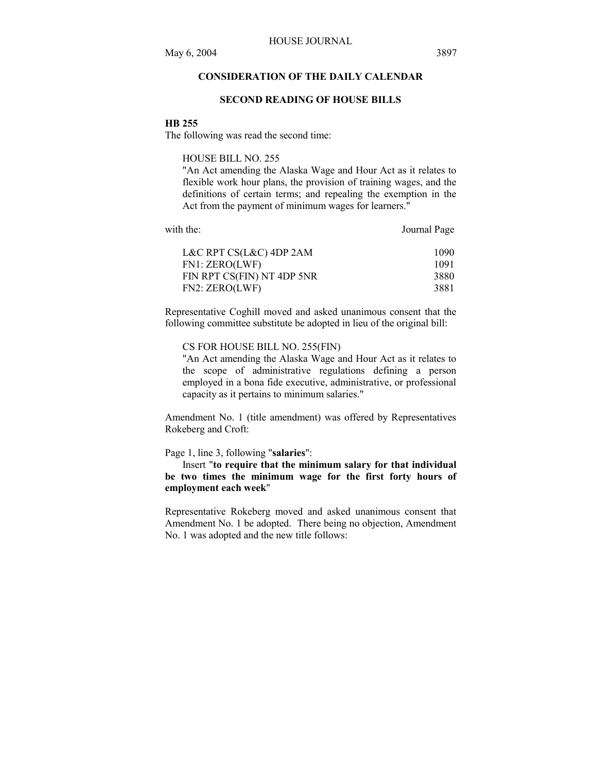## CONSIDERATION OF THE DAILY CALENDAR

### SECOND READING OF HOUSE BILLS

**HB 255**

The following was read the second time:

> HOUSE BILL NO. 255
> "An Act amending the Alaska Wage and Hour Act as it relates to flexible work hour plans, the provision of training wages, and the definitions of certain terms; and repealing the exemption in the Act from the payment of minimum wages for learners."

| with the: | Journal Page |
|---|---|
| L&C RPT CS(L&C) 4DP 2AM | 1090 |
| FN1: ZERO(LWF) | 1091 |
| FIN RPT CS(FIN) NT 4DP 5NR | 3880 |
| FN2: ZERO(LWF) | 3881 |

Representative Coghill moved and asked unanimous consent that the following committee substitute be adopted in lieu of the original bill:

> CS FOR HOUSE BILL NO. 255(FIN)
> "An Act amending the Alaska Wage and Hour Act as it relates to the scope of administrative regulations defining a person employed in a bona fide executive, administrative, or professional capacity as it pertains to minimum salaries."

Amendment No. 1 (title amendment) was offered by Representatives Rokeberg and Croft:

Page 1, line 3, following "**salaries**":
Insert "**to require that the minimum salary for that individual be two times the minimum wage for the first forty hours of employment each week**"

Representative Rokeberg moved and asked unanimous consent that Amendment No. 1 be adopted. There being no objection, Amendment No. 1 was adopted and the new title follows: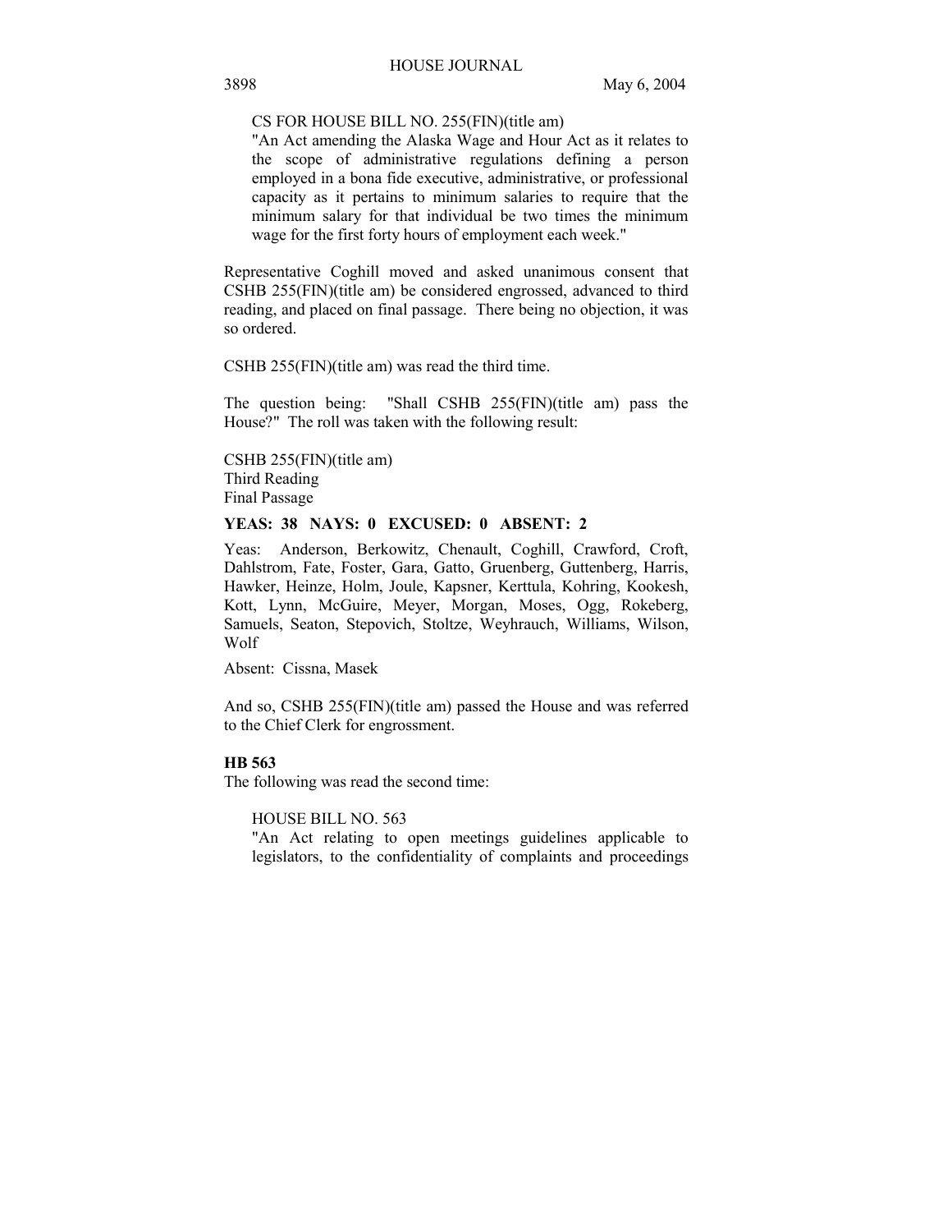CS FOR HOUSE BILL NO. 255(FIN)(title am)

"An Act amending the Alaska Wage and Hour Act as it relates to the scope of administrative regulations defining a person employed in a bona fide executive, administrative, or professional capacity as it pertains to minimum salaries to require that the minimum salary for that individual be two times the minimum wage for the first forty hours of employment each week."

Representative Coghill moved and asked unanimous consent that CSHB 255(FIN)(title am) be considered engrossed, advanced to third reading, and placed on final passage. There being no objection, it was so ordered.

CSHB 255(FIN)(title am) was read the third time.

The question being: "Shall CSHB 255(FIN)(title am) pass the House?" The roll was taken with the following result:

CSHB 255(FIN)(title am)
Third Reading
Final Passage

**YEAS: 38 NAYS: 0 EXCUSED: 0 ABSENT: 2**

Yeas: Anderson, Berkowitz, Chenault, Coghill, Crawford, Croft, Dahlstrom, Fate, Foster, Gara, Gatto, Gruenberg, Guttenberg, Harris, Hawker, Heinze, Holm, Joule, Kapsner, Kerttula, Kohring, Kookesh, Kott, Lynn, McGuire, Meyer, Morgan, Moses, Ogg, Rokeberg, Samuels, Seaton, Stepovich, Stoltze, Weyhrauch, Williams, Wilson, Wolf

Absent: Cissna, Masek

And so, CSHB 255(FIN)(title am) passed the House and was referred to the Chief Clerk for engrossment.

**HB 563**

The following was read the second time:

HOUSE BILL NO. 563

"An Act relating to open meetings guidelines applicable to legislators, to the confidentiality of complaints and proceedings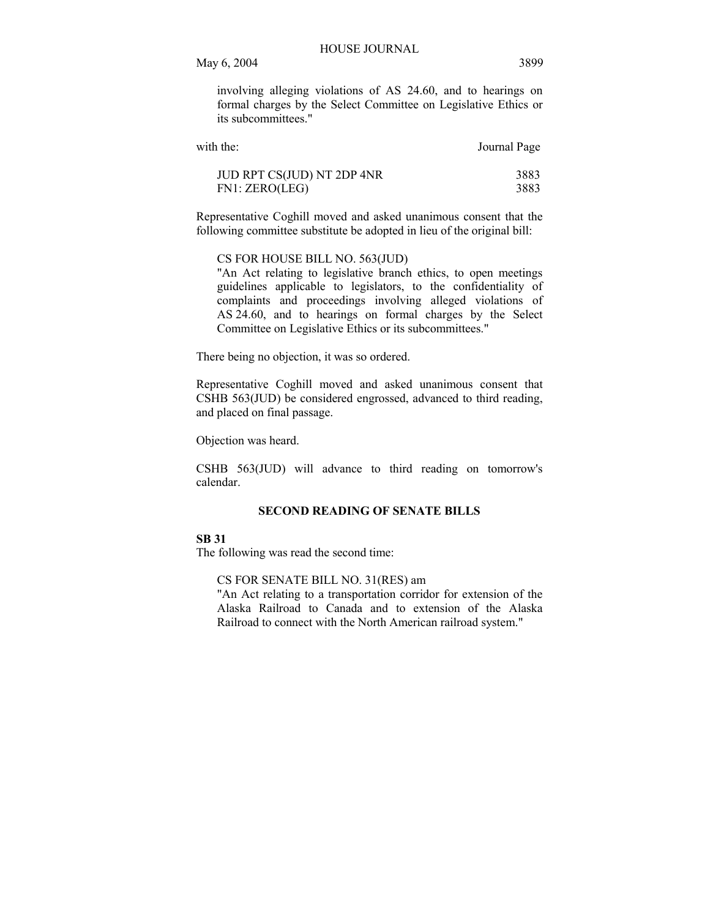involving alleging violations of AS 24.60, and to hearings on formal charges by the Select Committee on Legislative Ethics or its subcommittees."

| with the: | Journal Page |
|---|---|
| JUD RPT CS(JUD) NT 2DP 4NR | 3883 |
| FN1: ZERO(LEG) | 3883 |

Representative Coghill moved and asked unanimous consent that the following committee substitute be adopted in lieu of the original bill:

CS FOR HOUSE BILL NO. 563(JUD)
"An Act relating to legislative branch ethics, to open meetings guidelines applicable to legislators, to the confidentiality of complaints and proceedings involving alleged violations of AS 24.60, and to hearings on formal charges by the Select Committee on Legislative Ethics or its subcommittees."

There being no objection, it was so ordered.

Representative Coghill moved and asked unanimous consent that CSHB 563(JUD) be considered engrossed, advanced to third reading, and placed on final passage.

Objection was heard.

CSHB 563(JUD) will advance to third reading on tomorrow's calendar.

## SECOND READING OF SENATE BILLS

**SB 31**
The following was read the second time:

CS FOR SENATE BILL NO. 31(RES) am
"An Act relating to a transportation corridor for extension of the Alaska Railroad to Canada and to extension of the Alaska Railroad to connect with the North American railroad system."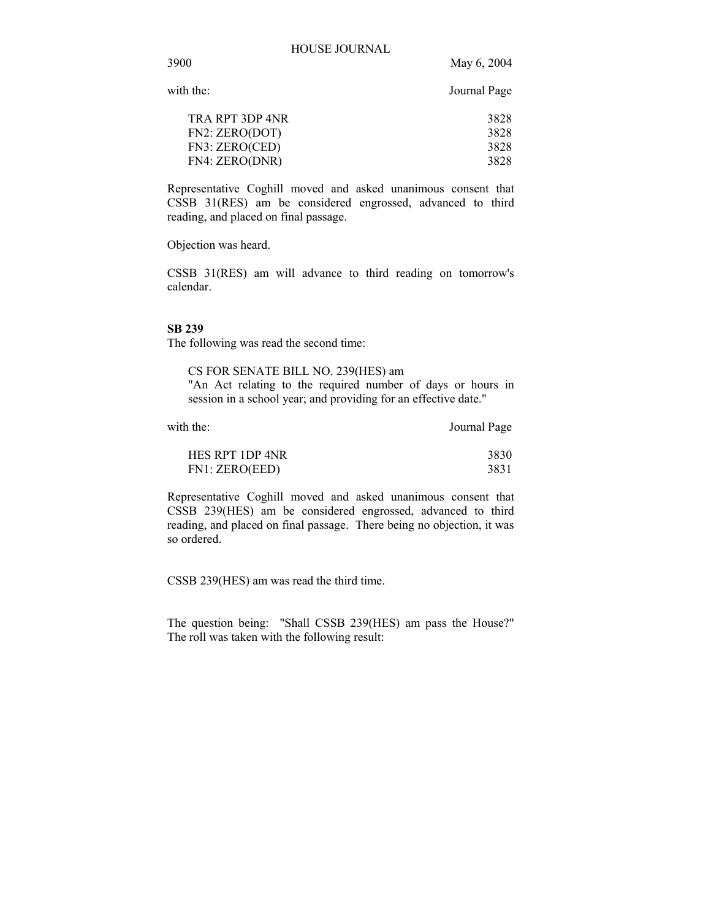with the: Journal Page

| | |
|---|---|
| TRA RPT 3DP 4NR | 3828 |
| FN2: ZERO(DOT) | 3828 |
| FN3: ZERO(CED) | 3828 |
| FN4: ZERO(DNR) | 3828 |

Representative Coghill moved and asked unanimous consent that CSSB 31(RES) am be considered engrossed, advanced to third reading, and placed on final passage.

Objection was heard.

CSSB 31(RES) am will advance to third reading on tomorrow's calendar.

**SB 239**

The following was read the second time:

CS FOR SENATE BILL NO. 239(HES) am
"An Act relating to the required number of days or hours in session in a school year; and providing for an effective date."

with the: Journal Page

| | |
|---|---|
| HES RPT 1DP 4NR | 3830 |
| FN1: ZERO(EED) | 3831 |

Representative Coghill moved and asked unanimous consent that CSSB 239(HES) am be considered engrossed, advanced to third reading, and placed on final passage. There being no objection, it was so ordered.

CSSB 239(HES) am was read the third time.

The question being: "Shall CSSB 239(HES) am pass the House?" The roll was taken with the following result: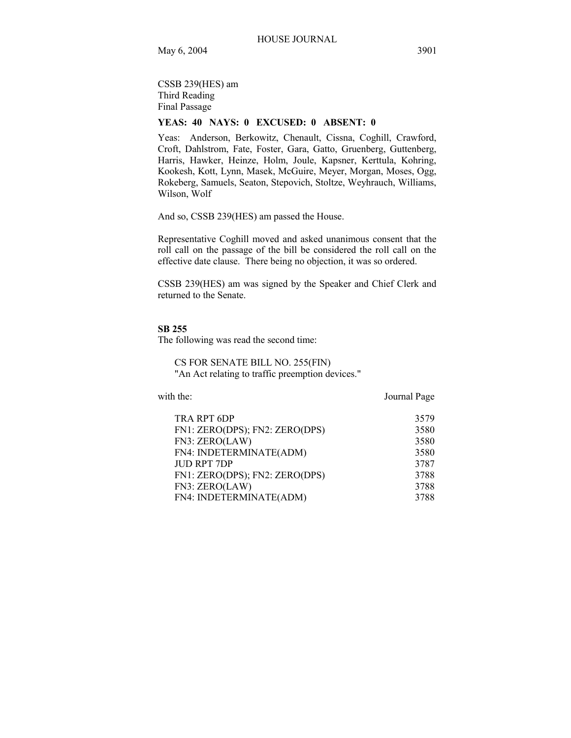CSSB 239(HES) am
Third Reading
Final Passage

**YEAS: 40 NAYS: 0 EXCUSED: 0 ABSENT: 0**

Yeas: Anderson, Berkowitz, Chenault, Cissna, Coghill, Crawford, Croft, Dahlstrom, Fate, Foster, Gara, Gatto, Gruenberg, Guttenberg, Harris, Hawker, Heinze, Holm, Joule, Kapsner, Kerttula, Kohring, Kookesh, Kott, Lynn, Masek, McGuire, Meyer, Morgan, Moses, Ogg, Rokeberg, Samuels, Seaton, Stepovich, Stoltze, Weyhrauch, Williams, Wilson, Wolf

And so, CSSB 239(HES) am passed the House.

Representative Coghill moved and asked unanimous consent that the roll call on the passage of the bill be considered the roll call on the effective date clause. There being no objection, it was so ordered.

CSSB 239(HES) am was signed by the Speaker and Chief Clerk and returned to the Senate.

**SB 255**

The following was read the second time:

CS FOR SENATE BILL NO. 255(FIN)
"An Act relating to traffic preemption devices."

| with the: | Journal Page |
|---|---|
| TRA RPT 6DP | 3579 |
| FN1: ZERO(DPS); FN2: ZERO(DPS) | 3580 |
| FN3: ZERO(LAW) | 3580 |
| FN4: INDETERMINATE(ADM) | 3580 |
| JUD RPT 7DP | 3787 |
| FN1: ZERO(DPS); FN2: ZERO(DPS) | 3788 |
| FN3: ZERO(LAW) | 3788 |
| FN4: INDETERMINATE(ADM) | 3788 |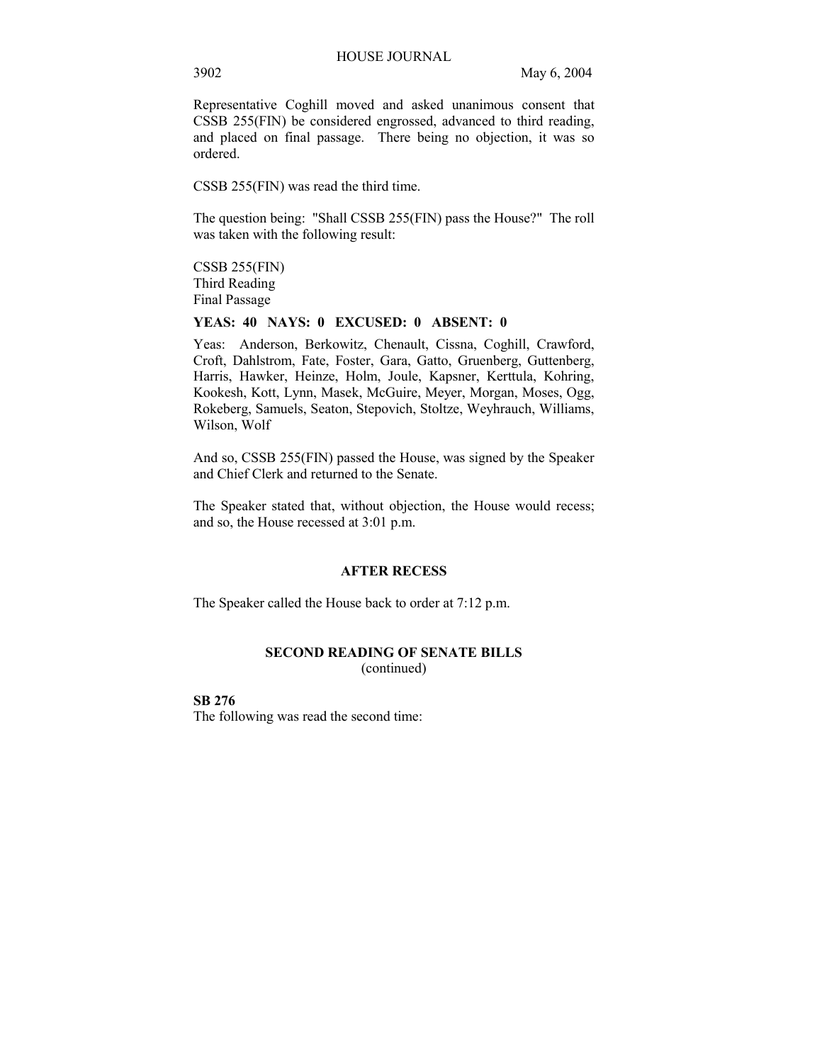Representative Coghill moved and asked unanimous consent that CSSB 255(FIN) be considered engrossed, advanced to third reading, and placed on final passage. There being no objection, it was so ordered.

CSSB 255(FIN) was read the third time.

The question being: "Shall CSSB 255(FIN) pass the House?" The roll was taken with the following result:

CSSB 255(FIN)
Third Reading
Final Passage

**YEAS: 40 NAYS: 0 EXCUSED: 0 ABSENT: 0**

Yeas: Anderson, Berkowitz, Chenault, Cissna, Coghill, Crawford, Croft, Dahlstrom, Fate, Foster, Gara, Gatto, Gruenberg, Guttenberg, Harris, Hawker, Heinze, Holm, Joule, Kapsner, Kerttula, Kohring, Kookesh, Kott, Lynn, Masek, McGuire, Meyer, Morgan, Moses, Ogg, Rokeberg, Samuels, Seaton, Stepovich, Stoltze, Weyhrauch, Williams, Wilson, Wolf

And so, CSSB 255(FIN) passed the House, was signed by the Speaker and Chief Clerk and returned to the Senate.

The Speaker stated that, without objection, the House would recess; and so, the House recessed at 3:01 p.m.

## AFTER RECESS

The Speaker called the House back to order at 7:12 p.m.

## SECOND READING OF SENATE BILLS
(continued)

**SB 276**
The following was read the second time: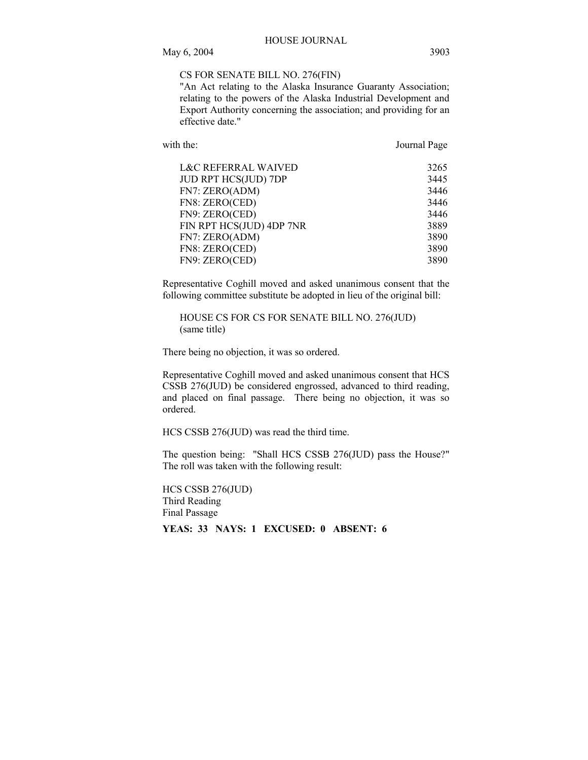CS FOR SENATE BILL NO. 276(FIN)
"An Act relating to the Alaska Insurance Guaranty Association; relating to the powers of the Alaska Industrial Development and Export Authority concerning the association; and providing for an effective date."

| with the: | Journal Page |
|---|---|
| L&C REFERRAL WAIVED | 3265 |
| JUD RPT HCS(JUD) 7DP | 3445 |
| FN7: ZERO(ADM) | 3446 |
| FN8: ZERO(CED) | 3446 |
| FN9: ZERO(CED) | 3446 |
| FIN RPT HCS(JUD) 4DP 7NR | 3889 |
| FN7: ZERO(ADM) | 3890 |
| FN8: ZERO(CED) | 3890 |
| FN9: ZERO(CED) | 3890 |

Representative Coghill moved and asked unanimous consent that the following committee substitute be adopted in lieu of the original bill:

HOUSE CS FOR CS FOR SENATE BILL NO. 276(JUD)
(same title)

There being no objection, it was so ordered.

Representative Coghill moved and asked unanimous consent that HCS CSSB 276(JUD) be considered engrossed, advanced to third reading, and placed on final passage. There being no objection, it was so ordered.

HCS CSSB 276(JUD) was read the third time.

The question being: "Shall HCS CSSB 276(JUD) pass the House?" The roll was taken with the following result:

HCS CSSB 276(JUD)
Third Reading
Final Passage

**YEAS: 33 NAYS: 1 EXCUSED: 0 ABSENT: 6**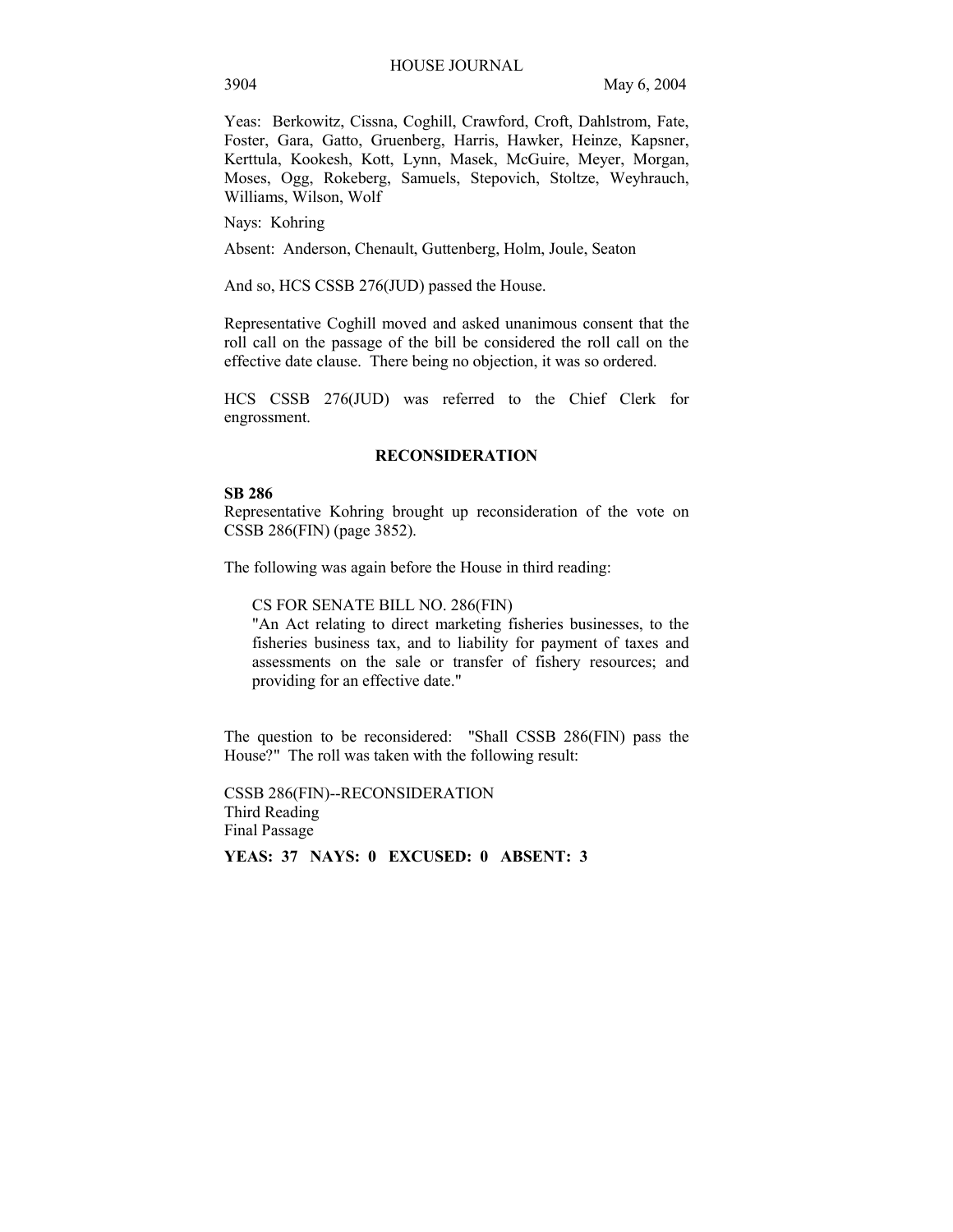Yeas: Berkowitz, Cissna, Coghill, Crawford, Croft, Dahlstrom, Fate, Foster, Gara, Gatto, Gruenberg, Harris, Hawker, Heinze, Kapsner, Kerttula, Kookesh, Kott, Lynn, Masek, McGuire, Meyer, Morgan, Moses, Ogg, Rokeberg, Samuels, Stepovich, Stoltze, Weyhrauch, Williams, Wilson, Wolf

Nays: Kohring

Absent: Anderson, Chenault, Guttenberg, Holm, Joule, Seaton

And so, HCS CSSB 276(JUD) passed the House.

Representative Coghill moved and asked unanimous consent that the roll call on the passage of the bill be considered the roll call on the effective date clause. There being no objection, it was so ordered.

HCS CSSB 276(JUD) was referred to the Chief Clerk for engrossment.

## RECONSIDERATION

**SB 286**

Representative Kohring brought up reconsideration of the vote on CSSB 286(FIN) (page 3852).

The following was again before the House in third reading:

> CS FOR SENATE BILL NO. 286(FIN)
> "An Act relating to direct marketing fisheries businesses, to the fisheries business tax, and to liability for payment of taxes and assessments on the sale or transfer of fishery resources; and providing for an effective date."

The question to be reconsidered: "Shall CSSB 286(FIN) pass the House?" The roll was taken with the following result:

CSSB 286(FIN)--RECONSIDERATION
Third Reading
Final Passage

**YEAS: 37 NAYS: 0 EXCUSED: 0 ABSENT: 3**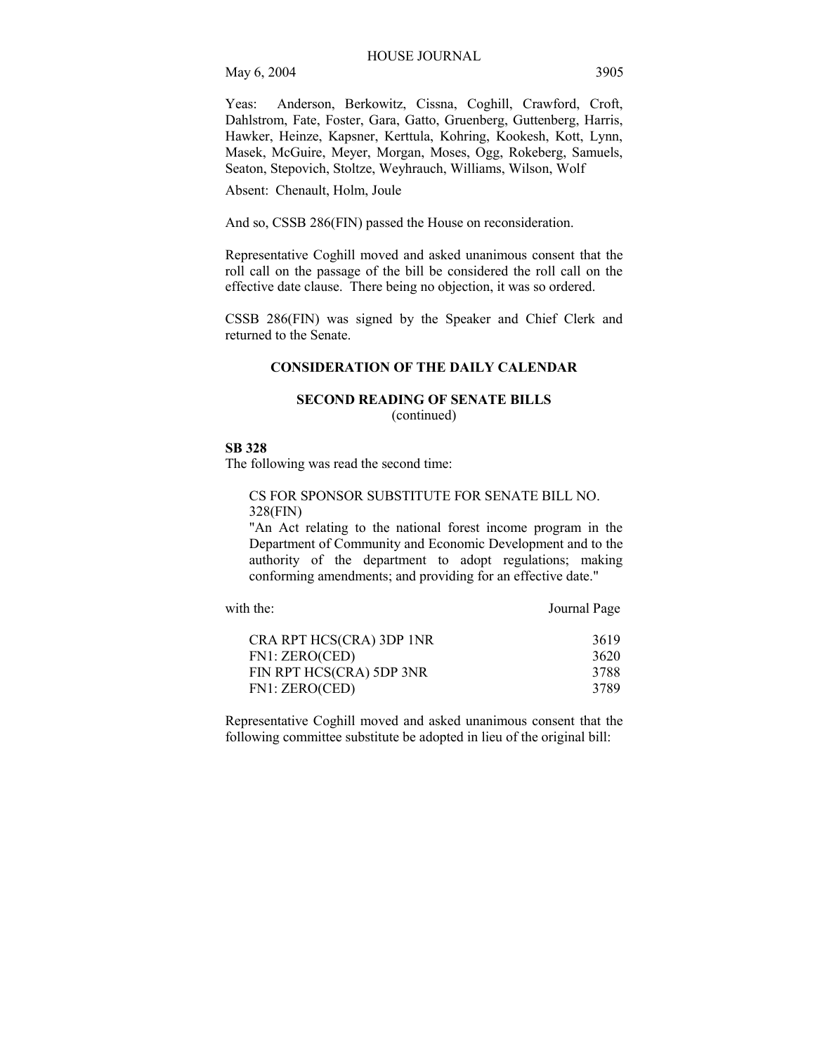Yeas: Anderson, Berkowitz, Cissna, Coghill, Crawford, Croft, Dahlstrom, Fate, Foster, Gara, Gatto, Gruenberg, Guttenberg, Harris, Hawker, Heinze, Kapsner, Kerttula, Kohring, Kookesh, Kott, Lynn, Masek, McGuire, Meyer, Morgan, Moses, Ogg, Rokeberg, Samuels, Seaton, Stepovich, Stoltze, Weyhrauch, Williams, Wilson, Wolf

Absent: Chenault, Holm, Joule

And so, CSSB 286(FIN) passed the House on reconsideration.

Representative Coghill moved and asked unanimous consent that the roll call on the passage of the bill be considered the roll call on the effective date clause. There being no objection, it was so ordered.

CSSB 286(FIN) was signed by the Speaker and Chief Clerk and returned to the Senate.

## CONSIDERATION OF THE DAILY CALENDAR

### SECOND READING OF SENATE BILLS
(continued)

**SB 328**

The following was read the second time:

> CS FOR SPONSOR SUBSTITUTE FOR SENATE BILL NO. 328(FIN)
> "An Act relating to the national forest income program in the Department of Community and Economic Development and to the authority of the department to adopt regulations; making conforming amendments; and providing for an effective date."

| with the: | Journal Page |
|---|---|
| CRA RPT HCS(CRA) 3DP 1NR | 3619 |
| FN1: ZERO(CED) | 3620 |
| FIN RPT HCS(CRA) 5DP 3NR | 3788 |
| FN1: ZERO(CED) | 3789 |

Representative Coghill moved and asked unanimous consent that the following committee substitute be adopted in lieu of the original bill: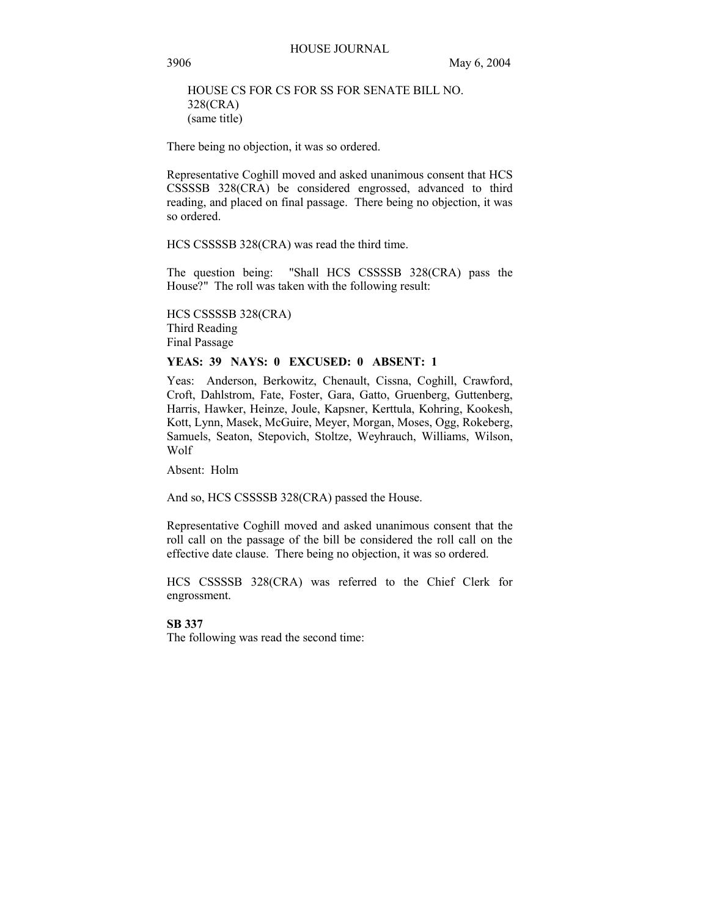HOUSE CS FOR CS FOR SS FOR SENATE BILL NO. 328(CRA)
(same title)

There being no objection, it was so ordered.

Representative Coghill moved and asked unanimous consent that HCS CSSSSB 328(CRA) be considered engrossed, advanced to third reading, and placed on final passage. There being no objection, it was so ordered.

HCS CSSSSB 328(CRA) was read the third time.

The question being: "Shall HCS CSSSSB 328(CRA) pass the House?" The roll was taken with the following result:

HCS CSSSSB 328(CRA)
Third Reading
Final Passage

**YEAS: 39 NAYS: 0 EXCUSED: 0 ABSENT: 1**

Yeas: Anderson, Berkowitz, Chenault, Cissna, Coghill, Crawford, Croft, Dahlstrom, Fate, Foster, Gara, Gatto, Gruenberg, Guttenberg, Harris, Hawker, Heinze, Joule, Kapsner, Kerttula, Kohring, Kookesh, Kott, Lynn, Masek, McGuire, Meyer, Morgan, Moses, Ogg, Rokeberg, Samuels, Seaton, Stepovich, Stoltze, Weyhrauch, Williams, Wilson, Wolf

Absent: Holm

And so, HCS CSSSSB 328(CRA) passed the House.

Representative Coghill moved and asked unanimous consent that the roll call on the passage of the bill be considered the roll call on the effective date clause. There being no objection, it was so ordered.

HCS CSSSSB 328(CRA) was referred to the Chief Clerk for engrossment.

**SB 337**

The following was read the second time: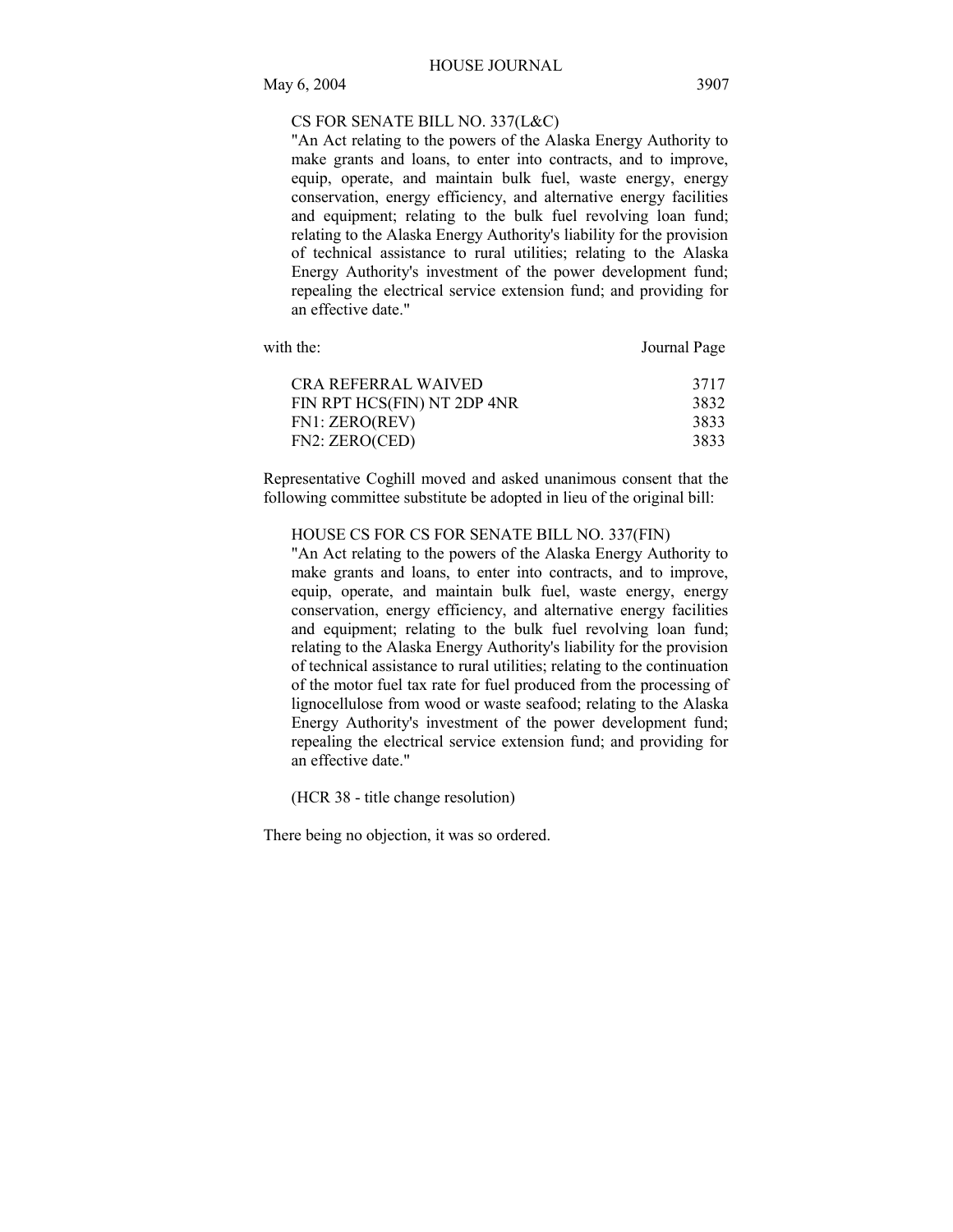CS FOR SENATE BILL NO. 337(L&C)

"An Act relating to the powers of the Alaska Energy Authority to make grants and loans, to enter into contracts, and to improve, equip, operate, and maintain bulk fuel, waste energy, energy conservation, energy efficiency, and alternative energy facilities and equipment; relating to the bulk fuel revolving loan fund; relating to the Alaska Energy Authority's liability for the provision of technical assistance to rural utilities; relating to the Alaska Energy Authority's investment of the power development fund; repealing the electrical service extension fund; and providing for an effective date."

| with the: | Journal Page |
|---|---|
| CRA REFERRAL WAIVED | 3717 |
| FIN RPT HCS(FIN) NT 2DP 4NR | 3832 |
| FN1: ZERO(REV) | 3833 |
| FN2: ZERO(CED) | 3833 |

Representative Coghill moved and asked unanimous consent that the following committee substitute be adopted in lieu of the original bill:

HOUSE CS FOR CS FOR SENATE BILL NO. 337(FIN)

"An Act relating to the powers of the Alaska Energy Authority to make grants and loans, to enter into contracts, and to improve, equip, operate, and maintain bulk fuel, waste energy, energy conservation, energy efficiency, and alternative energy facilities and equipment; relating to the bulk fuel revolving loan fund; relating to the Alaska Energy Authority's liability for the provision of technical assistance to rural utilities; relating to the continuation of the motor fuel tax rate for fuel produced from the processing of lignocellulose from wood or waste seafood; relating to the Alaska Energy Authority's investment of the power development fund; repealing the electrical service extension fund; and providing for an effective date."

(HCR 38 - title change resolution)

There being no objection, it was so ordered.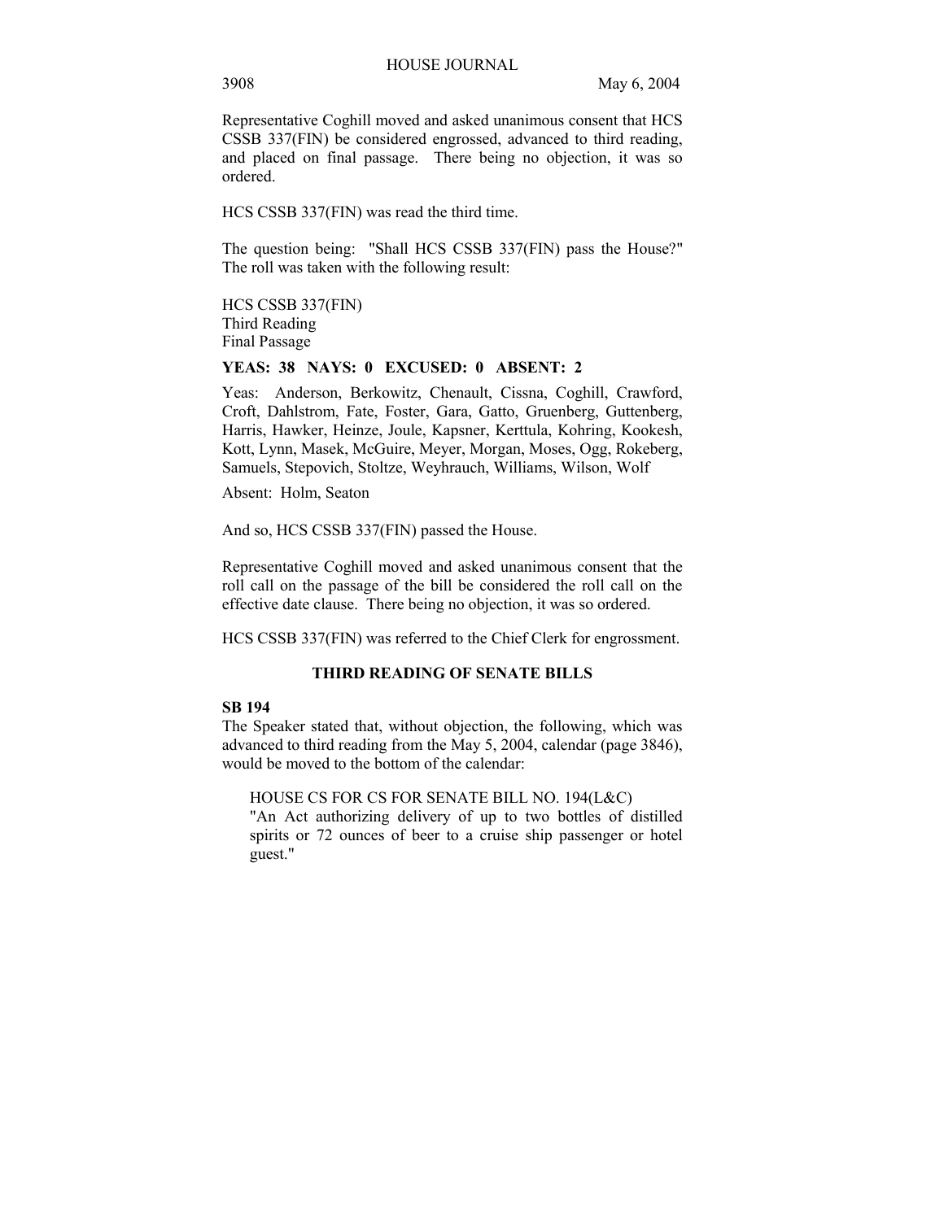Representative Coghill moved and asked unanimous consent that HCS CSSB 337(FIN) be considered engrossed, advanced to third reading, and placed on final passage. There being no objection, it was so ordered.

HCS CSSB 337(FIN) was read the third time.

The question being: "Shall HCS CSSB 337(FIN) pass the House?" The roll was taken with the following result:

HCS CSSB 337(FIN)
Third Reading
Final Passage

**YEAS: 38 NAYS: 0 EXCUSED: 0 ABSENT: 2**

Yeas: Anderson, Berkowitz, Chenault, Cissna, Coghill, Crawford, Croft, Dahlstrom, Fate, Foster, Gara, Gatto, Gruenberg, Guttenberg, Harris, Hawker, Heinze, Joule, Kapsner, Kerttula, Kohring, Kookesh, Kott, Lynn, Masek, McGuire, Meyer, Morgan, Moses, Ogg, Rokeberg, Samuels, Stepovich, Stoltze, Weyhrauch, Williams, Wilson, Wolf

Absent: Holm, Seaton

And so, HCS CSSB 337(FIN) passed the House.

Representative Coghill moved and asked unanimous consent that the roll call on the passage of the bill be considered the roll call on the effective date clause. There being no objection, it was so ordered.

HCS CSSB 337(FIN) was referred to the Chief Clerk for engrossment.

## THIRD READING OF SENATE BILLS

**SB 194**

The Speaker stated that, without objection, the following, which was advanced to third reading from the May 5, 2004, calendar (page 3846), would be moved to the bottom of the calendar:

HOUSE CS FOR CS FOR SENATE BILL NO. 194(L&C)
"An Act authorizing delivery of up to two bottles of distilled spirits or 72 ounces of beer to a cruise ship passenger or hotel guest."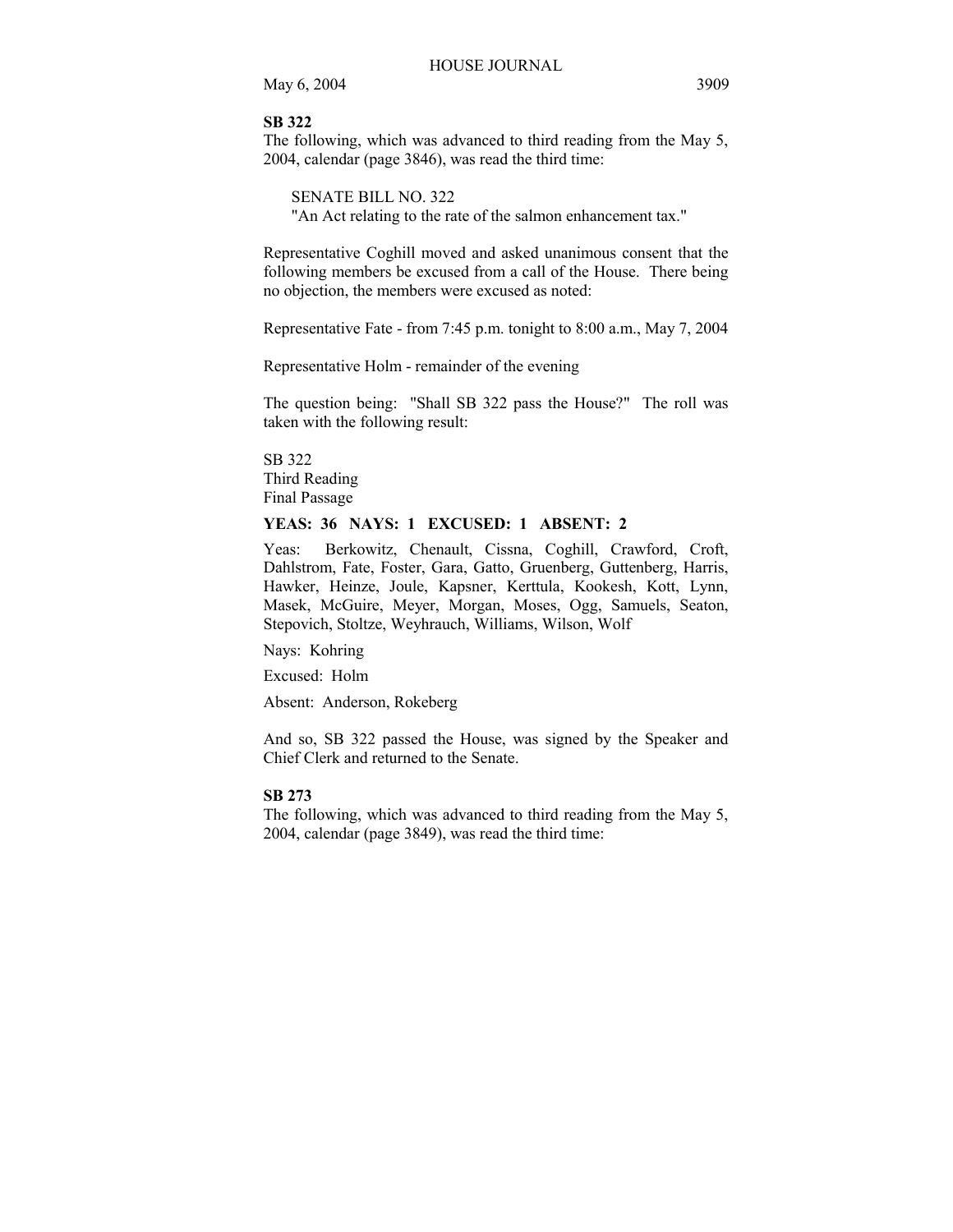**SB 322**

The following, which was advanced to third reading from the May 5, 2004, calendar (page 3846), was read the third time:

SENATE BILL NO. 322
"An Act relating to the rate of the salmon enhancement tax."

Representative Coghill moved and asked unanimous consent that the following members be excused from a call of the House. There being no objection, the members were excused as noted:

Representative Fate - from 7:45 p.m. tonight to 8:00 a.m., May 7, 2004

Representative Holm - remainder of the evening

The question being: "Shall SB 322 pass the House?" The roll was taken with the following result:

SB 322
Third Reading
Final Passage

**YEAS: 36 NAYS: 1 EXCUSED: 1 ABSENT: 2**

Yeas: Berkowitz, Chenault, Cissna, Coghill, Crawford, Croft, Dahlstrom, Fate, Foster, Gara, Gatto, Gruenberg, Guttenberg, Harris, Hawker, Heinze, Joule, Kapsner, Kerttula, Kookesh, Kott, Lynn, Masek, McGuire, Meyer, Morgan, Moses, Ogg, Samuels, Seaton, Stepovich, Stoltze, Weyhrauch, Williams, Wilson, Wolf

Nays: Kohring

Excused: Holm

Absent: Anderson, Rokeberg

And so, SB 322 passed the House, was signed by the Speaker and Chief Clerk and returned to the Senate.

**SB 273**

The following, which was advanced to third reading from the May 5, 2004, calendar (page 3849), was read the third time: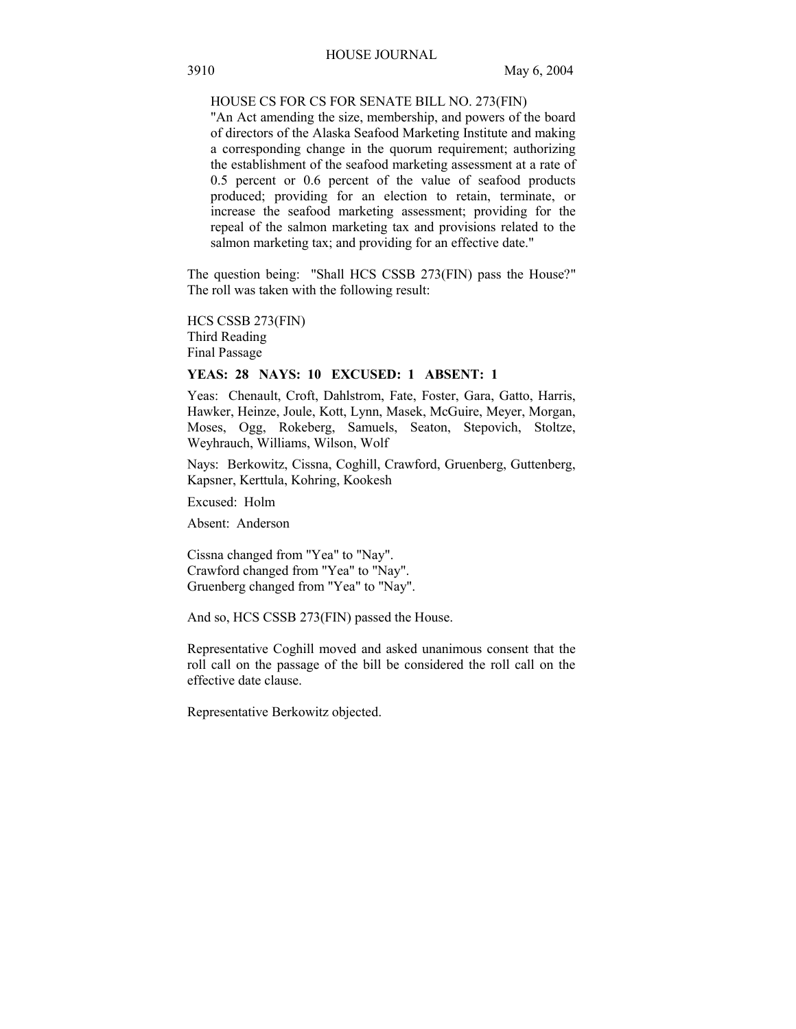HOUSE CS FOR CS FOR SENATE BILL NO. 273(FIN)

"An Act amending the size, membership, and powers of the board of directors of the Alaska Seafood Marketing Institute and making a corresponding change in the quorum requirement; authorizing the establishment of the seafood marketing assessment at a rate of 0.5 percent or 0.6 percent of the value of seafood products produced; providing for an election to retain, terminate, or increase the seafood marketing assessment; providing for the repeal of the salmon marketing tax and provisions related to the salmon marketing tax; and providing for an effective date."

The question being: "Shall HCS CSSB 273(FIN) pass the House?" The roll was taken with the following result:

HCS CSSB 273(FIN)
Third Reading
Final Passage

**YEAS: 28 NAYS: 10 EXCUSED: 1 ABSENT: 1**

Yeas: Chenault, Croft, Dahlstrom, Fate, Foster, Gara, Gatto, Harris, Hawker, Heinze, Joule, Kott, Lynn, Masek, McGuire, Meyer, Morgan, Moses, Ogg, Rokeberg, Samuels, Seaton, Stepovich, Stoltze, Weyhrauch, Williams, Wilson, Wolf

Nays: Berkowitz, Cissna, Coghill, Crawford, Gruenberg, Guttenberg, Kapsner, Kerttula, Kohring, Kookesh

Excused: Holm

Absent: Anderson

Cissna changed from "Yea" to "Nay".
Crawford changed from "Yea" to "Nay".
Gruenberg changed from "Yea" to "Nay".

And so, HCS CSSB 273(FIN) passed the House.

Representative Coghill moved and asked unanimous consent that the roll call on the passage of the bill be considered the roll call on the effective date clause.

Representative Berkowitz objected.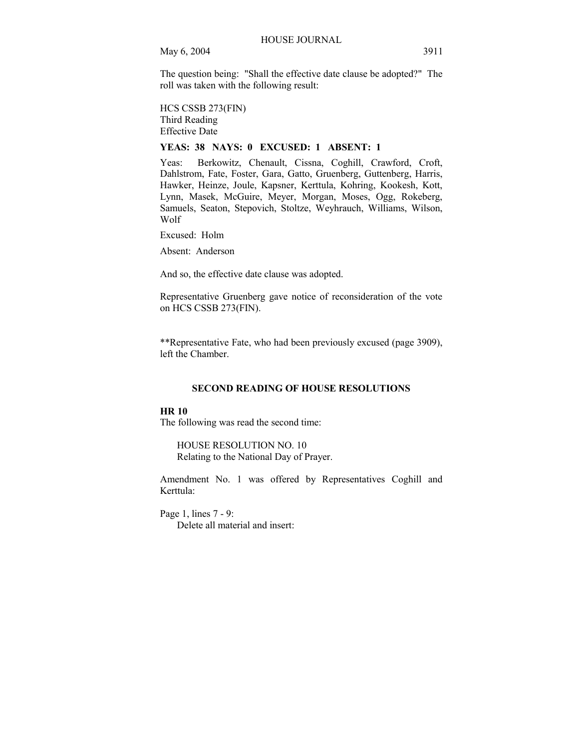The question being: "Shall the effective date clause be adopted?" The roll was taken with the following result:

HCS CSSB 273(FIN)
Third Reading
Effective Date

**YEAS: 38 NAYS: 0 EXCUSED: 1 ABSENT: 1**

Yeas: Berkowitz, Chenault, Cissna, Coghill, Crawford, Croft, Dahlstrom, Fate, Foster, Gara, Gatto, Gruenberg, Guttenberg, Harris, Hawker, Heinze, Joule, Kapsner, Kerttula, Kohring, Kookesh, Kott, Lynn, Masek, McGuire, Meyer, Morgan, Moses, Ogg, Rokeberg, Samuels, Seaton, Stepovich, Stoltze, Weyhrauch, Williams, Wilson, Wolf

Excused: Holm

Absent: Anderson

And so, the effective date clause was adopted.

Representative Gruenberg gave notice of reconsideration of the vote on HCS CSSB 273(FIN).

**Representative Fate, who had been previously excused (page 3909), left the Chamber.

## SECOND READING OF HOUSE RESOLUTIONS

**HR 10**
The following was read the second time:

HOUSE RESOLUTION NO. 10
Relating to the National Day of Prayer.

Amendment No. 1 was offered by Representatives Coghill and Kerttula:

Page 1, lines 7 - 9:
Delete all material and insert: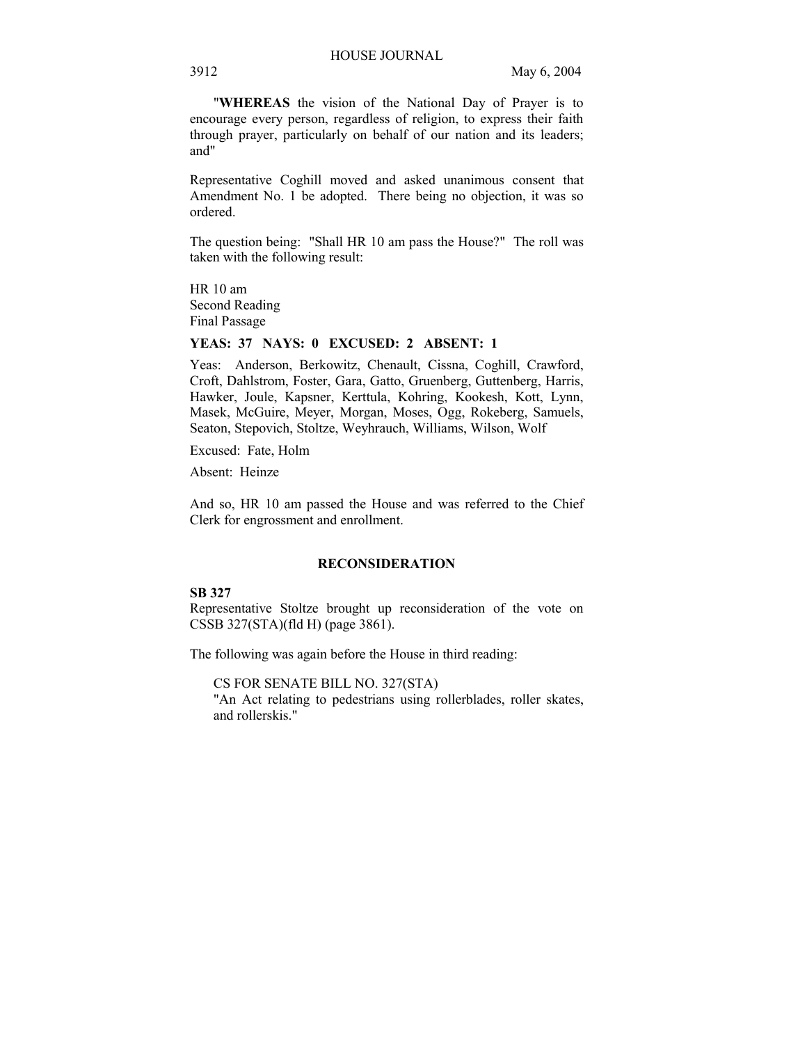"**WHEREAS** the vision of the National Day of Prayer is to encourage every person, regardless of religion, to express their faith through prayer, particularly on behalf of our nation and its leaders; and"

Representative Coghill moved and asked unanimous consent that Amendment No. 1 be adopted. There being no objection, it was so ordered.

The question being: "Shall HR 10 am pass the House?" The roll was taken with the following result:

HR 10 am
Second Reading
Final Passage

**YEAS: 37 NAYS: 0 EXCUSED: 2 ABSENT: 1**

Yeas: Anderson, Berkowitz, Chenault, Cissna, Coghill, Crawford, Croft, Dahlstrom, Foster, Gara, Gatto, Gruenberg, Guttenberg, Harris, Hawker, Joule, Kapsner, Kerttula, Kohring, Kookesh, Kott, Lynn, Masek, McGuire, Meyer, Morgan, Moses, Ogg, Rokeberg, Samuels, Seaton, Stepovich, Stoltze, Weyhrauch, Williams, Wilson, Wolf

Excused: Fate, Holm

Absent: Heinze

And so, HR 10 am passed the House and was referred to the Chief Clerk for engrossment and enrollment.

## RECONSIDERATION

**SB 327**
Representative Stoltze brought up reconsideration of the vote on CSSB 327(STA)(fld H) (page 3861).

The following was again before the House in third reading:

CS FOR SENATE BILL NO. 327(STA)
"An Act relating to pedestrians using rollerblades, roller skates, and rollerskis."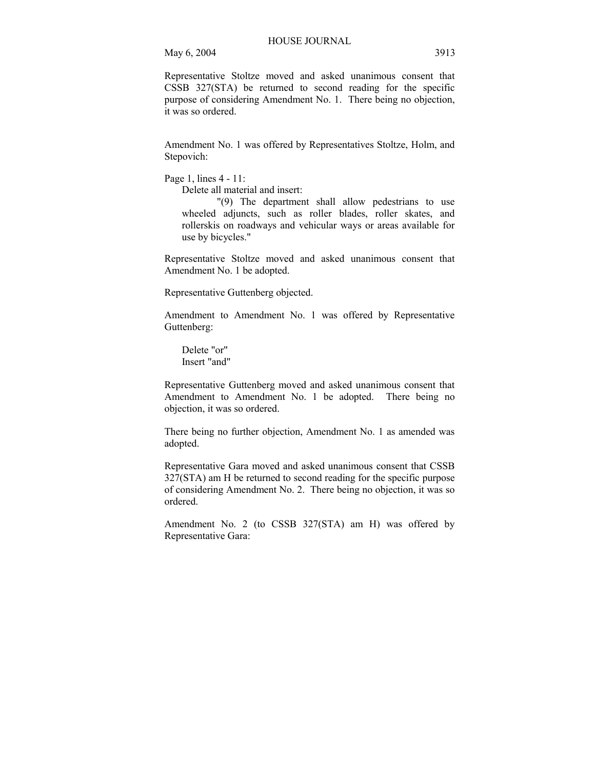Representative Stoltze moved and asked unanimous consent that CSSB 327(STA) be returned to second reading for the specific purpose of considering Amendment No. 1. There being no objection, it was so ordered.

Amendment No. 1 was offered by Representatives Stoltze, Holm, and Stepovich:

Page 1, lines 4 - 11:

Delete all material and insert:

"(9) The department shall allow pedestrians to use wheeled adjuncts, such as roller blades, roller skates, and rollerskis on roadways and vehicular ways or areas available for use by bicycles."

Representative Stoltze moved and asked unanimous consent that Amendment No. 1 be adopted.

Representative Guttenberg objected.

Amendment to Amendment No. 1 was offered by Representative Guttenberg:

Delete "or"
Insert "and"

Representative Guttenberg moved and asked unanimous consent that Amendment to Amendment No. 1 be adopted. There being no objection, it was so ordered.

There being no further objection, Amendment No. 1 as amended was adopted.

Representative Gara moved and asked unanimous consent that CSSB 327(STA) am H be returned to second reading for the specific purpose of considering Amendment No. 2. There being no objection, it was so ordered.

Amendment No. 2 (to CSSB 327(STA) am H) was offered by Representative Gara: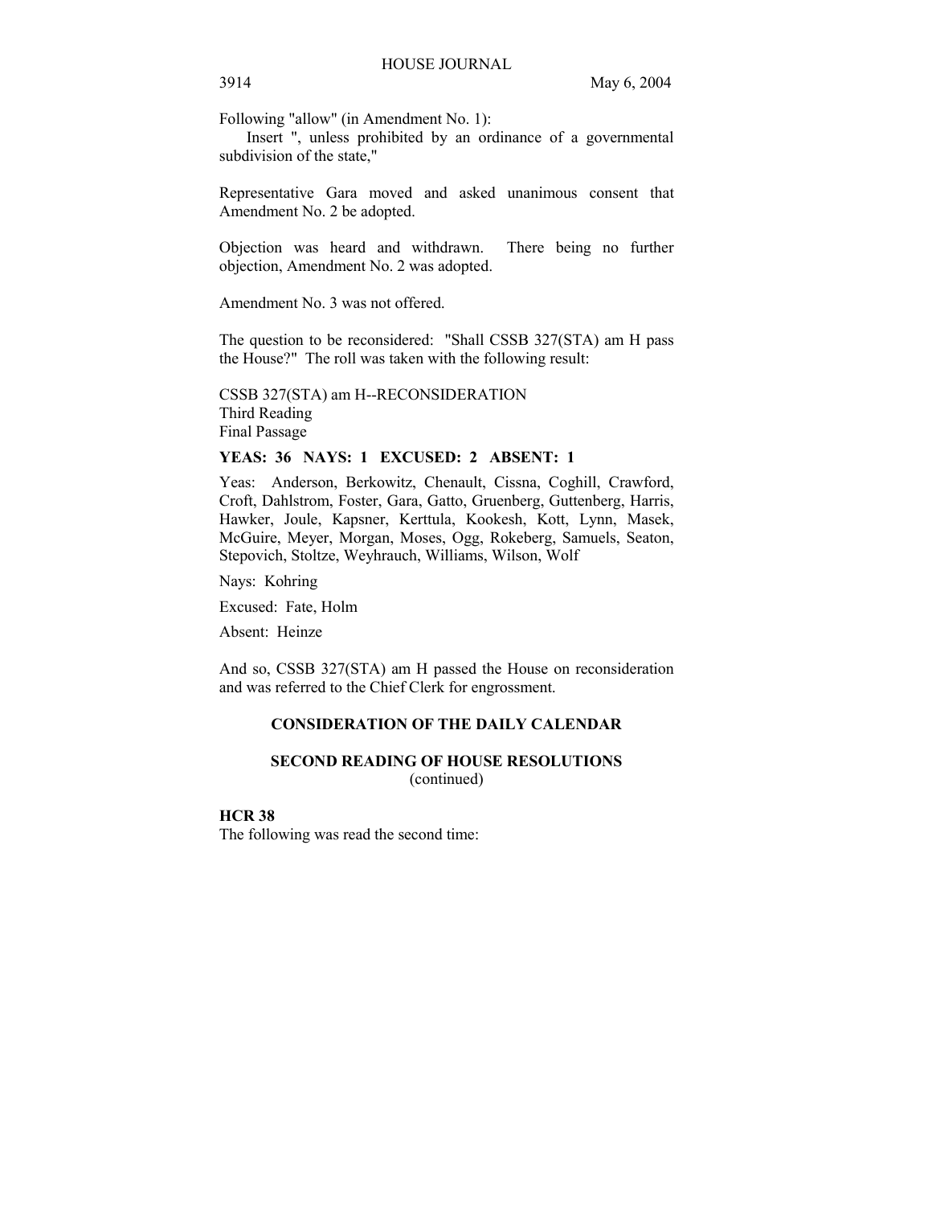Following "allow" (in Amendment No. 1):

Insert ", unless prohibited by an ordinance of a governmental subdivision of the state,"

Representative Gara moved and asked unanimous consent that Amendment No. 2 be adopted.

Objection was heard and withdrawn. There being no further objection, Amendment No. 2 was adopted.

Amendment No. 3 was not offered.

The question to be reconsidered: "Shall CSSB 327(STA) am H pass the House?" The roll was taken with the following result:

CSSB 327(STA) am H--RECONSIDERATION
Third Reading
Final Passage

**YEAS: 36 NAYS: 1 EXCUSED: 2 ABSENT: 1**

Yeas: Anderson, Berkowitz, Chenault, Cissna, Coghill, Crawford, Croft, Dahlstrom, Foster, Gara, Gatto, Gruenberg, Guttenberg, Harris, Hawker, Joule, Kapsner, Kerttula, Kookesh, Kott, Lynn, Masek, McGuire, Meyer, Morgan, Moses, Ogg, Rokeberg, Samuels, Seaton, Stepovich, Stoltze, Weyhrauch, Williams, Wilson, Wolf

Nays: Kohring

Excused: Fate, Holm

Absent: Heinze

And so, CSSB 327(STA) am H passed the House on reconsideration and was referred to the Chief Clerk for engrossment.

## CONSIDERATION OF THE DAILY CALENDAR

## SECOND READING OF HOUSE RESOLUTIONS
(continued)

**HCR 38**

The following was read the second time: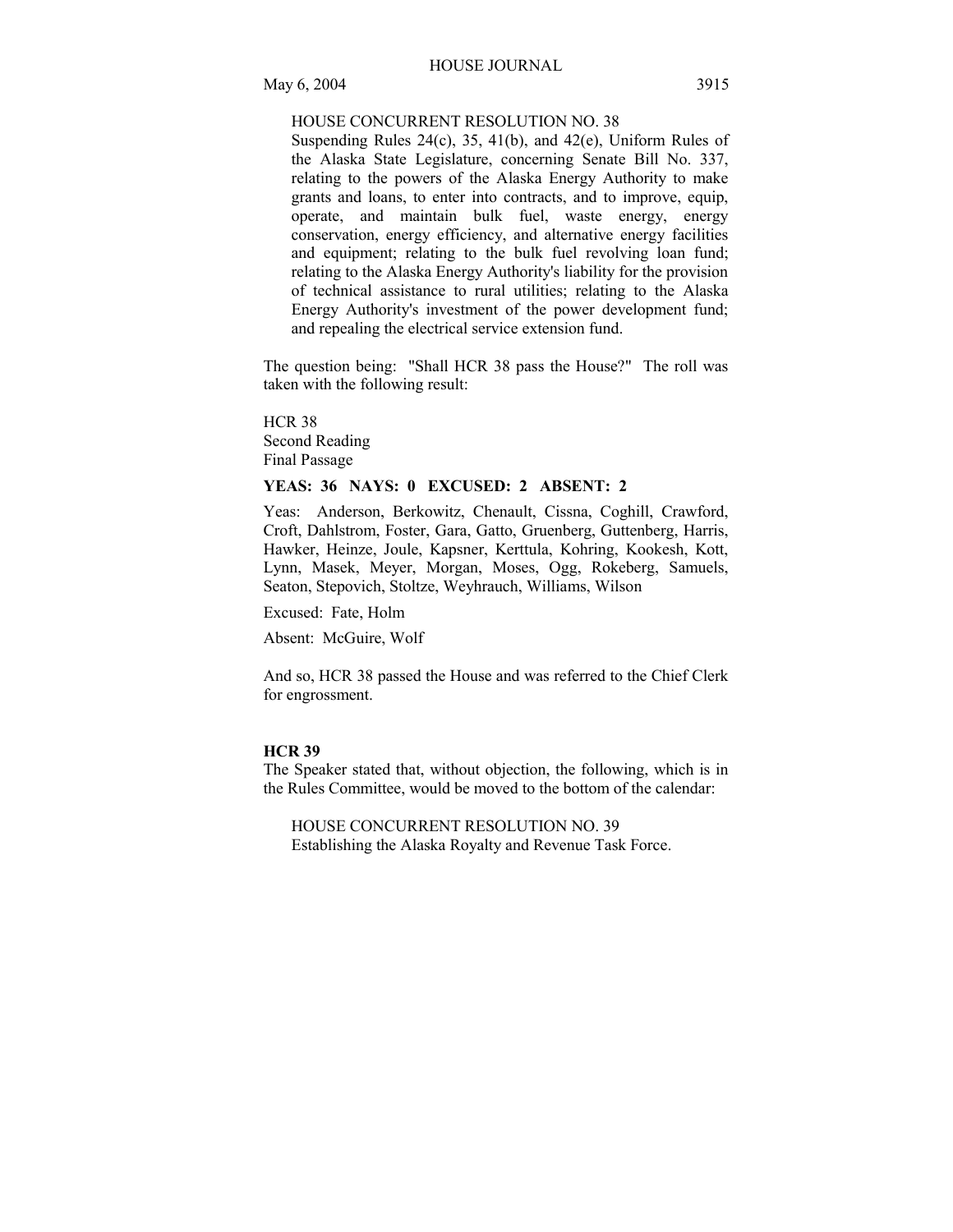HOUSE CONCURRENT RESOLUTION NO. 38
Suspending Rules 24(c), 35, 41(b), and 42(e), Uniform Rules of the Alaska State Legislature, concerning Senate Bill No. 337, relating to the powers of the Alaska Energy Authority to make grants and loans, to enter into contracts, and to improve, equip, operate, and maintain bulk fuel, waste energy, energy conservation, energy efficiency, and alternative energy facilities and equipment; relating to the bulk fuel revolving loan fund; relating to the Alaska Energy Authority's liability for the provision of technical assistance to rural utilities; relating to the Alaska Energy Authority's investment of the power development fund; and repealing the electrical service extension fund.

The question being: "Shall HCR 38 pass the House?" The roll was taken with the following result:

HCR 38
Second Reading
Final Passage

**YEAS: 36 NAYS: 0 EXCUSED: 2 ABSENT: 2**

Yeas: Anderson, Berkowitz, Chenault, Cissna, Coghill, Crawford, Croft, Dahlstrom, Foster, Gara, Gatto, Gruenberg, Guttenberg, Harris, Hawker, Heinze, Joule, Kapsner, Kerttula, Kohring, Kookesh, Kott, Lynn, Masek, Meyer, Morgan, Moses, Ogg, Rokeberg, Samuels, Seaton, Stepovich, Stoltze, Weyhrauch, Williams, Wilson

Excused: Fate, Holm

Absent: McGuire, Wolf

And so, HCR 38 passed the House and was referred to the Chief Clerk for engrossment.

**HCR 39**

The Speaker stated that, without objection, the following, which is in the Rules Committee, would be moved to the bottom of the calendar:

HOUSE CONCURRENT RESOLUTION NO. 39
Establishing the Alaska Royalty and Revenue Task Force.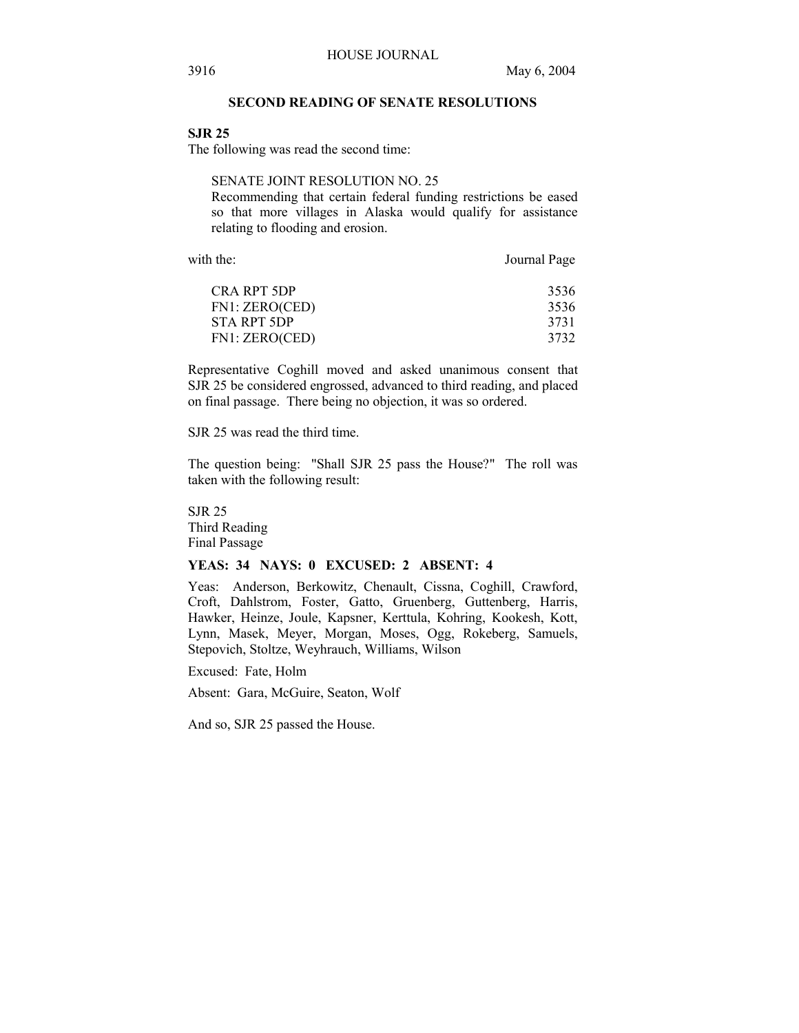## SECOND READING OF SENATE RESOLUTIONS

**SJR 25**

The following was read the second time:

SENATE JOINT RESOLUTION NO. 25
Recommending that certain federal funding restrictions be eased so that more villages in Alaska would qualify for assistance relating to flooding and erosion.

| with the: | Journal Page |
|---|---|
| CRA RPT 5DP | 3536 |
| FN1: ZERO(CED) | 3536 |
| STA RPT 5DP | 3731 |
| FN1: ZERO(CED) | 3732 |

Representative Coghill moved and asked unanimous consent that SJR 25 be considered engrossed, advanced to third reading, and placed on final passage. There being no objection, it was so ordered.

SJR 25 was read the third time.

The question being: "Shall SJR 25 pass the House?" The roll was taken with the following result:

SJR 25
Third Reading
Final Passage

**YEAS: 34 NAYS: 0 EXCUSED: 2 ABSENT: 4**

Yeas: Anderson, Berkowitz, Chenault, Cissna, Coghill, Crawford, Croft, Dahlstrom, Foster, Gatto, Gruenberg, Guttenberg, Harris, Hawker, Heinze, Joule, Kapsner, Kerttula, Kohring, Kookesh, Kott, Lynn, Masek, Meyer, Morgan, Moses, Ogg, Rokeberg, Samuels, Stepovich, Stoltze, Weyhrauch, Williams, Wilson

Excused: Fate, Holm

Absent: Gara, McGuire, Seaton, Wolf

And so, SJR 25 passed the House.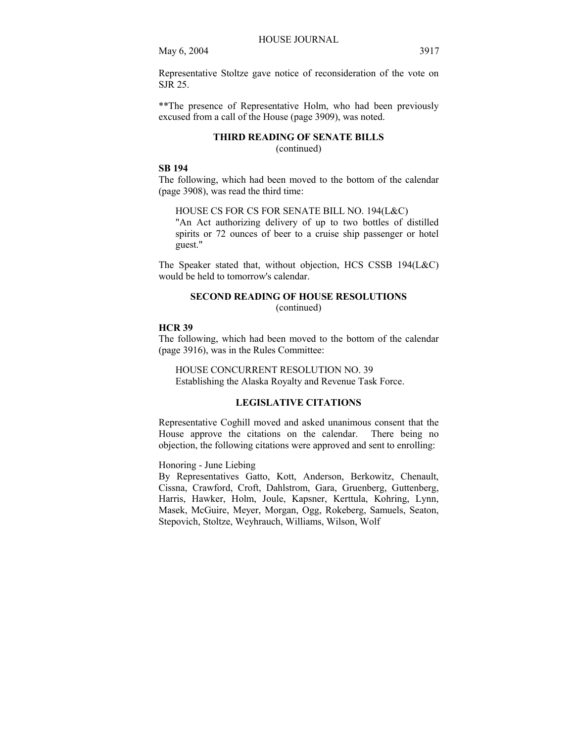Representative Stoltze gave notice of reconsideration of the vote on SJR 25.

**The presence of Representative Holm, who had been previously excused from a call of the House (page 3909), was noted.

## THIRD READING OF SENATE BILLS
(continued)

**SB 194**

The following, which had been moved to the bottom of the calendar (page 3908), was read the third time:

HOUSE CS FOR CS FOR SENATE BILL NO. 194(L&C)
"An Act authorizing delivery of up to two bottles of distilled spirits or 72 ounces of beer to a cruise ship passenger or hotel guest."

The Speaker stated that, without objection, HCS CSSB 194(L&C) would be held to tomorrow's calendar.

## SECOND READING OF HOUSE RESOLUTIONS
(continued)

**HCR 39**

The following, which had been moved to the bottom of the calendar (page 3916), was in the Rules Committee:

HOUSE CONCURRENT RESOLUTION NO. 39
Establishing the Alaska Royalty and Revenue Task Force.

## LEGISLATIVE CITATIONS

Representative Coghill moved and asked unanimous consent that the House approve the citations on the calendar. There being no objection, the following citations were approved and sent to enrolling:

Honoring - June Liebing
By Representatives Gatto, Kott, Anderson, Berkowitz, Chenault, Cissna, Crawford, Croft, Dahlstrom, Gara, Gruenberg, Guttenberg, Harris, Hawker, Holm, Joule, Kapsner, Kerttula, Kohring, Lynn, Masek, McGuire, Meyer, Morgan, Ogg, Rokeberg, Samuels, Seaton, Stepovich, Stoltze, Weyhrauch, Williams, Wilson, Wolf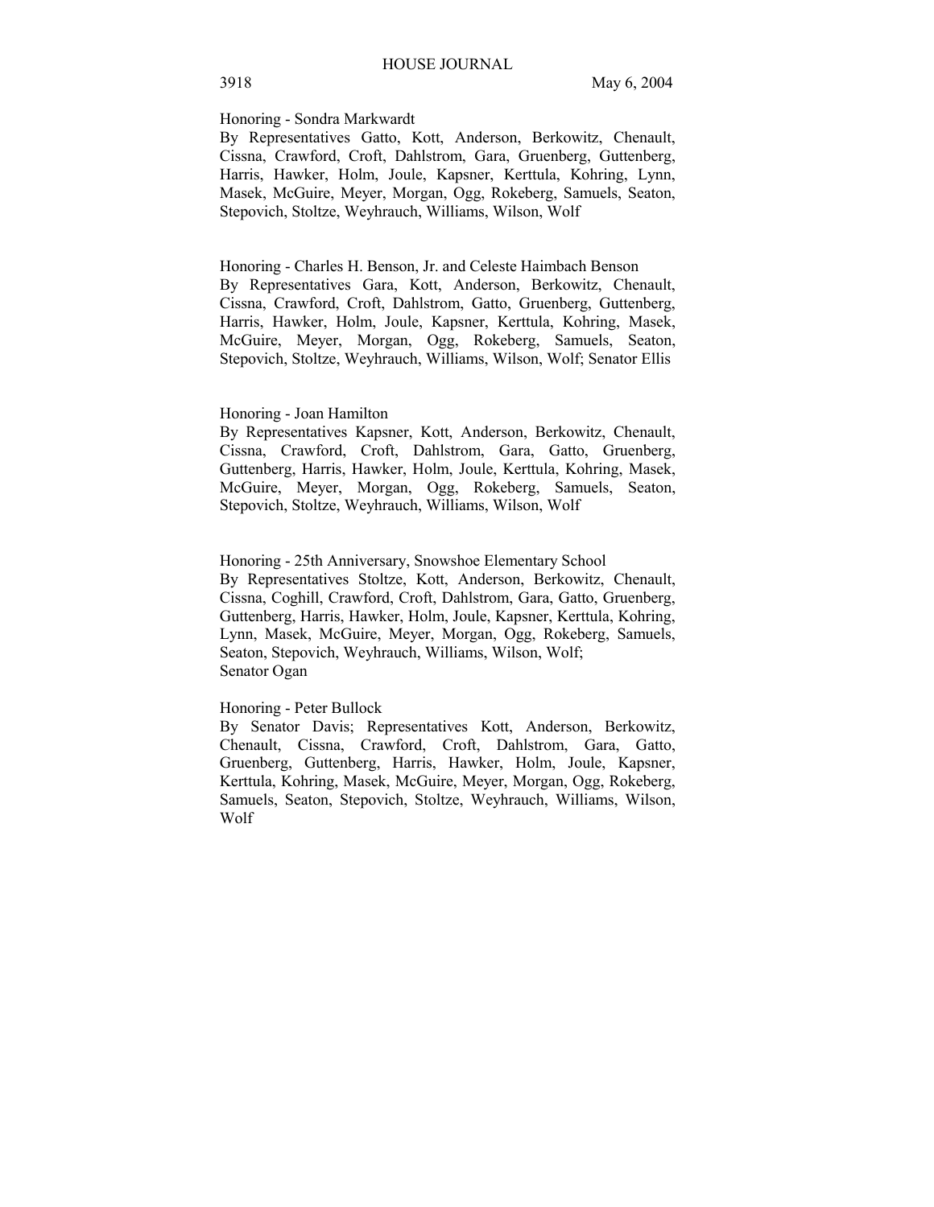Honoring - Sondra Markwardt
By Representatives Gatto, Kott, Anderson, Berkowitz, Chenault, Cissna, Crawford, Croft, Dahlstrom, Gara, Gruenberg, Guttenberg, Harris, Hawker, Holm, Joule, Kapsner, Kerttula, Kohring, Lynn, Masek, McGuire, Meyer, Morgan, Ogg, Rokeberg, Samuels, Seaton, Stepovich, Stoltze, Weyhrauch, Williams, Wilson, Wolf

Honoring - Charles H. Benson, Jr. and Celeste Haimbach Benson
By Representatives Gara, Kott, Anderson, Berkowitz, Chenault, Cissna, Crawford, Croft, Dahlstrom, Gatto, Gruenberg, Guttenberg, Harris, Hawker, Holm, Joule, Kapsner, Kerttula, Kohring, Masek, McGuire, Meyer, Morgan, Ogg, Rokeberg, Samuels, Seaton, Stepovich, Stoltze, Weyhrauch, Williams, Wilson, Wolf; Senator Ellis

Honoring - Joan Hamilton
By Representatives Kapsner, Kott, Anderson, Berkowitz, Chenault, Cissna, Crawford, Croft, Dahlstrom, Gara, Gatto, Gruenberg, Guttenberg, Harris, Hawker, Holm, Joule, Kerttula, Kohring, Masek, McGuire, Meyer, Morgan, Ogg, Rokeberg, Samuels, Seaton, Stepovich, Stoltze, Weyhrauch, Williams, Wilson, Wolf

Honoring - 25th Anniversary, Snowshoe Elementary School
By Representatives Stoltze, Kott, Anderson, Berkowitz, Chenault, Cissna, Coghill, Crawford, Croft, Dahlstrom, Gara, Gatto, Gruenberg, Guttenberg, Harris, Hawker, Holm, Joule, Kapsner, Kerttula, Kohring, Lynn, Masek, McGuire, Meyer, Morgan, Ogg, Rokeberg, Samuels, Seaton, Stepovich, Weyhrauch, Williams, Wilson, Wolf;
Senator Ogan

Honoring - Peter Bullock
By Senator Davis; Representatives Kott, Anderson, Berkowitz, Chenault, Cissna, Crawford, Croft, Dahlstrom, Gara, Gatto, Gruenberg, Guttenberg, Harris, Hawker, Holm, Joule, Kapsner, Kerttula, Kohring, Masek, McGuire, Meyer, Morgan, Ogg, Rokeberg, Samuels, Seaton, Stepovich, Stoltze, Weyhrauch, Williams, Wilson, Wolf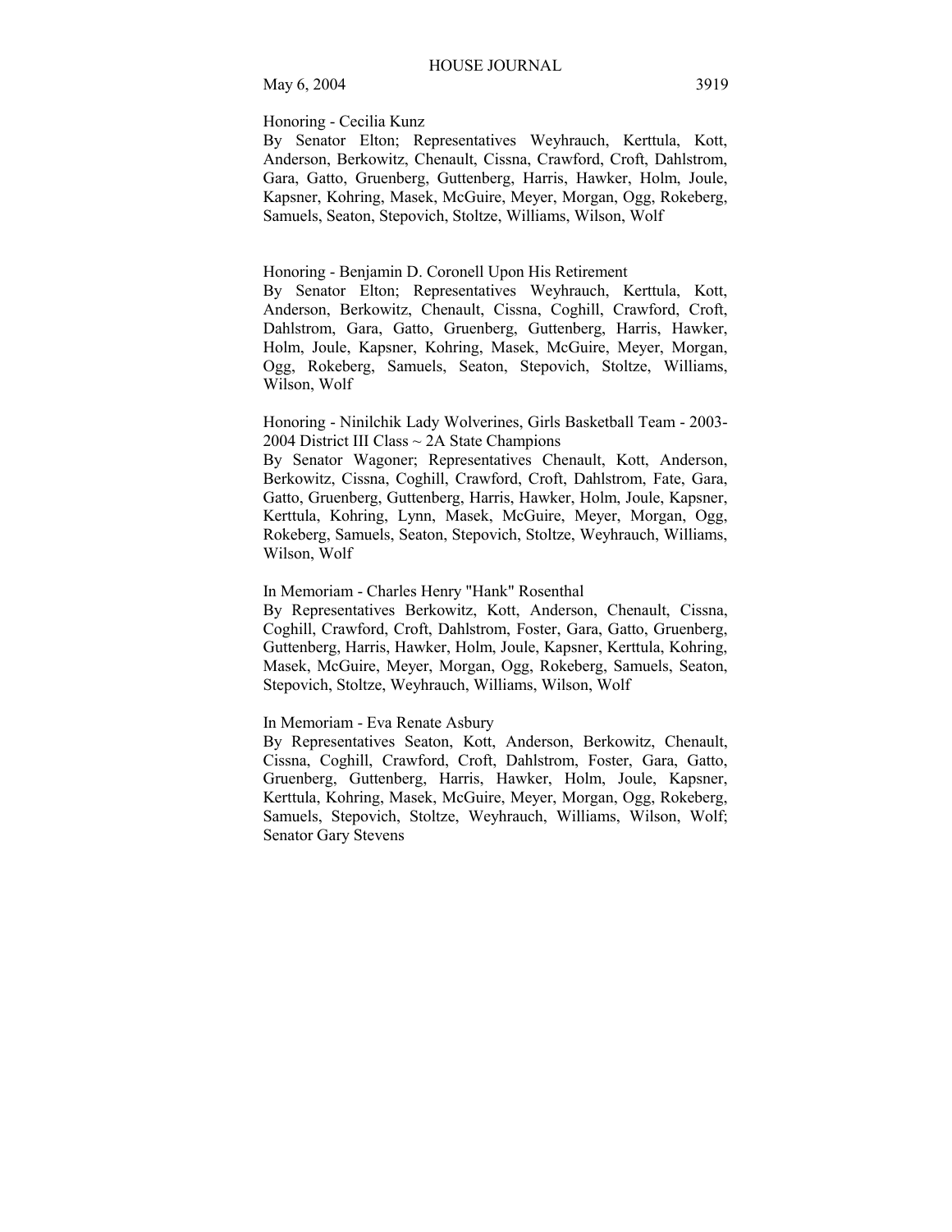Honoring - Cecilia Kunz
By Senator Elton; Representatives Weyhrauch, Kerttula, Kott, Anderson, Berkowitz, Chenault, Cissna, Crawford, Croft, Dahlstrom, Gara, Gatto, Gruenberg, Guttenberg, Harris, Hawker, Holm, Joule, Kapsner, Kohring, Masek, McGuire, Meyer, Morgan, Ogg, Rokeberg, Samuels, Seaton, Stepovich, Stoltze, Williams, Wilson, Wolf

Honoring - Benjamin D. Coronell Upon His Retirement
By Senator Elton; Representatives Weyhrauch, Kerttula, Kott, Anderson, Berkowitz, Chenault, Cissna, Coghill, Crawford, Croft, Dahlstrom, Gara, Gatto, Gruenberg, Guttenberg, Harris, Hawker, Holm, Joule, Kapsner, Kohring, Masek, McGuire, Meyer, Morgan, Ogg, Rokeberg, Samuels, Seaton, Stepovich, Stoltze, Williams, Wilson, Wolf

Honoring - Ninilchik Lady Wolverines, Girls Basketball Team - 2003-2004 District III Class ~ 2A State Champions
By Senator Wagoner; Representatives Chenault, Kott, Anderson, Berkowitz, Cissna, Coghill, Crawford, Croft, Dahlstrom, Fate, Gara, Gatto, Gruenberg, Guttenberg, Harris, Hawker, Holm, Joule, Kapsner, Kerttula, Kohring, Lynn, Masek, McGuire, Meyer, Morgan, Ogg, Rokeberg, Samuels, Seaton, Stepovich, Stoltze, Weyhrauch, Williams, Wilson, Wolf

In Memoriam - Charles Henry "Hank" Rosenthal
By Representatives Berkowitz, Kott, Anderson, Chenault, Cissna, Coghill, Crawford, Croft, Dahlstrom, Foster, Gara, Gatto, Gruenberg, Guttenberg, Harris, Hawker, Holm, Joule, Kapsner, Kerttula, Kohring, Masek, McGuire, Meyer, Morgan, Ogg, Rokeberg, Samuels, Seaton, Stepovich, Stoltze, Weyhrauch, Williams, Wilson, Wolf

In Memoriam - Eva Renate Asbury
By Representatives Seaton, Kott, Anderson, Berkowitz, Chenault, Cissna, Coghill, Crawford, Croft, Dahlstrom, Foster, Gara, Gatto, Gruenberg, Guttenberg, Harris, Hawker, Holm, Joule, Kapsner, Kerttula, Kohring, Masek, McGuire, Meyer, Morgan, Ogg, Rokeberg, Samuels, Stepovich, Stoltze, Weyhrauch, Williams, Wilson, Wolf; Senator Gary Stevens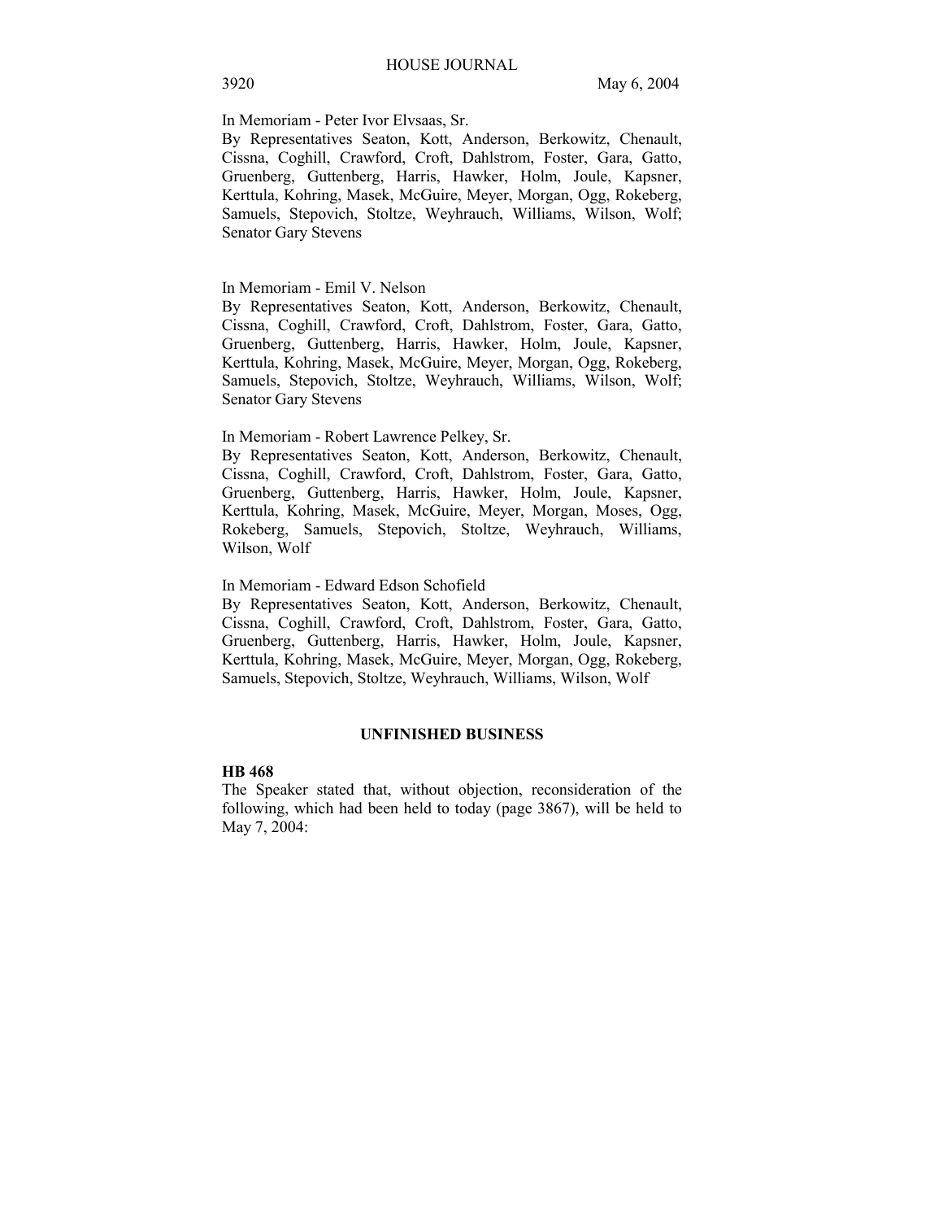In Memoriam - Peter Ivor Elvsaas, Sr.

By Representatives Seaton, Kott, Anderson, Berkowitz, Chenault, Cissna, Coghill, Crawford, Croft, Dahlstrom, Foster, Gara, Gatto, Gruenberg, Guttenberg, Harris, Hawker, Holm, Joule, Kapsner, Kerttula, Kohring, Masek, McGuire, Meyer, Morgan, Ogg, Rokeberg, Samuels, Stepovich, Stoltze, Weyhrauch, Williams, Wilson, Wolf; Senator Gary Stevens

In Memoriam - Emil V. Nelson

By Representatives Seaton, Kott, Anderson, Berkowitz, Chenault, Cissna, Coghill, Crawford, Croft, Dahlstrom, Foster, Gara, Gatto, Gruenberg, Guttenberg, Harris, Hawker, Holm, Joule, Kapsner, Kerttula, Kohring, Masek, McGuire, Meyer, Morgan, Ogg, Rokeberg, Samuels, Stepovich, Stoltze, Weyhrauch, Williams, Wilson, Wolf; Senator Gary Stevens

In Memoriam - Robert Lawrence Pelkey, Sr.

By Representatives Seaton, Kott, Anderson, Berkowitz, Chenault, Cissna, Coghill, Crawford, Croft, Dahlstrom, Foster, Gara, Gatto, Gruenberg, Guttenberg, Harris, Hawker, Holm, Joule, Kapsner, Kerttula, Kohring, Masek, McGuire, Meyer, Morgan, Moses, Ogg, Rokeberg, Samuels, Stepovich, Stoltze, Weyhrauch, Williams, Wilson, Wolf

In Memoriam - Edward Edson Schofield

By Representatives Seaton, Kott, Anderson, Berkowitz, Chenault, Cissna, Coghill, Crawford, Croft, Dahlstrom, Foster, Gara, Gatto, Gruenberg, Guttenberg, Harris, Hawker, Holm, Joule, Kapsner, Kerttula, Kohring, Masek, McGuire, Meyer, Morgan, Ogg, Rokeberg, Samuels, Stepovich, Stoltze, Weyhrauch, Williams, Wilson, Wolf

## UNFINISHED BUSINESS

**HB 468**

The Speaker stated that, without objection, reconsideration of the following, which had been held to today (page 3867), will be held to May 7, 2004: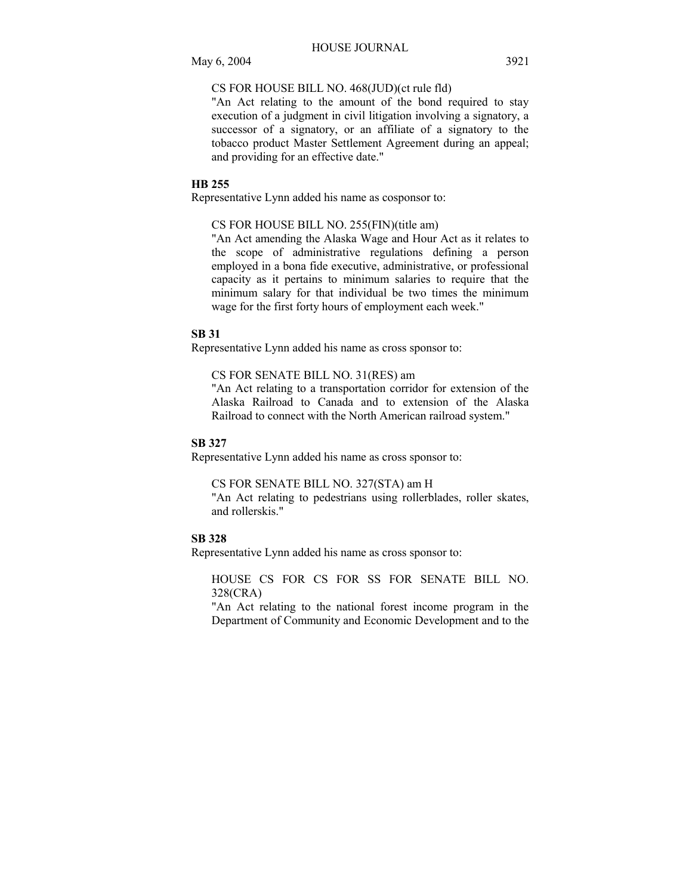CS FOR HOUSE BILL NO. 468(JUD)(ct rule fld)

"An Act relating to the amount of the bond required to stay execution of a judgment in civil litigation involving a signatory, a successor of a signatory, or an affiliate of a signatory to the tobacco product Master Settlement Agreement during an appeal; and providing for an effective date."

**HB 255**

Representative Lynn added his name as cosponsor to:

CS FOR HOUSE BILL NO. 255(FIN)(title am)

"An Act amending the Alaska Wage and Hour Act as it relates to the scope of administrative regulations defining a person employed in a bona fide executive, administrative, or professional capacity as it pertains to minimum salaries to require that the minimum salary for that individual be two times the minimum wage for the first forty hours of employment each week."

**SB 31**

Representative Lynn added his name as cross sponsor to:

CS FOR SENATE BILL NO. 31(RES) am

"An Act relating to a transportation corridor for extension of the Alaska Railroad to Canada and to extension of the Alaska Railroad to connect with the North American railroad system."

**SB 327**

Representative Lynn added his name as cross sponsor to:

CS FOR SENATE BILL NO. 327(STA) am H

"An Act relating to pedestrians using rollerblades, roller skates, and rollerskis."

**SB 328**

Representative Lynn added his name as cross sponsor to:

HOUSE CS FOR CS FOR SS FOR SENATE BILL NO. 328(CRA)

"An Act relating to the national forest income program in the Department of Community and Economic Development and to the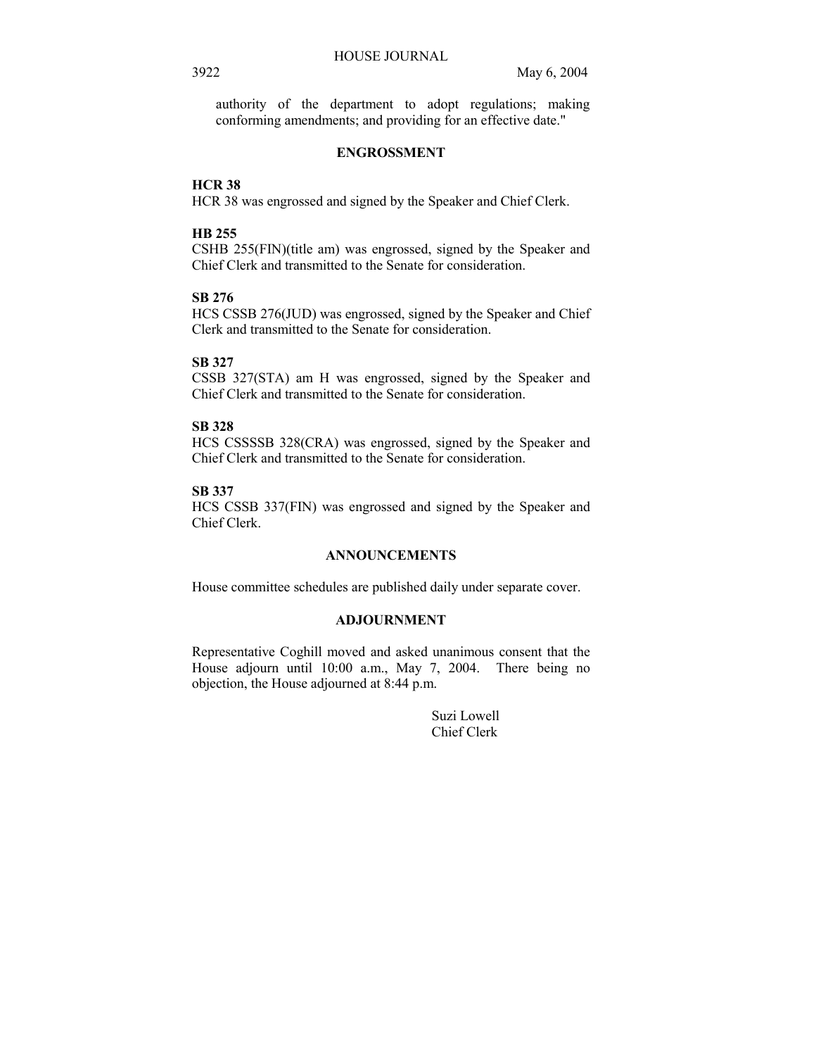authority of the department to adopt regulations; making conforming amendments; and providing for an effective date."

## ENGROSSMENT

**HCR 38**
HCR 38 was engrossed and signed by the Speaker and Chief Clerk.

**HB 255**
CSHB 255(FIN)(title am) was engrossed, signed by the Speaker and Chief Clerk and transmitted to the Senate for consideration.

**SB 276**
HCS CSSB 276(JUD) was engrossed, signed by the Speaker and Chief Clerk and transmitted to the Senate for consideration.

**SB 327**
CSSB 327(STA) am H was engrossed, signed by the Speaker and Chief Clerk and transmitted to the Senate for consideration.

**SB 328**
HCS CSSSSB 328(CRA) was engrossed, signed by the Speaker and Chief Clerk and transmitted to the Senate for consideration.

**SB 337**
HCS CSSB 337(FIN) was engrossed and signed by the Speaker and Chief Clerk.

## ANNOUNCEMENTS

House committee schedules are published daily under separate cover.

## ADJOURNMENT

Representative Coghill moved and asked unanimous consent that the House adjourn until 10:00 a.m., May 7, 2004. There being no objection, the House adjourned at 8:44 p.m.

Suzi Lowell
Chief Clerk